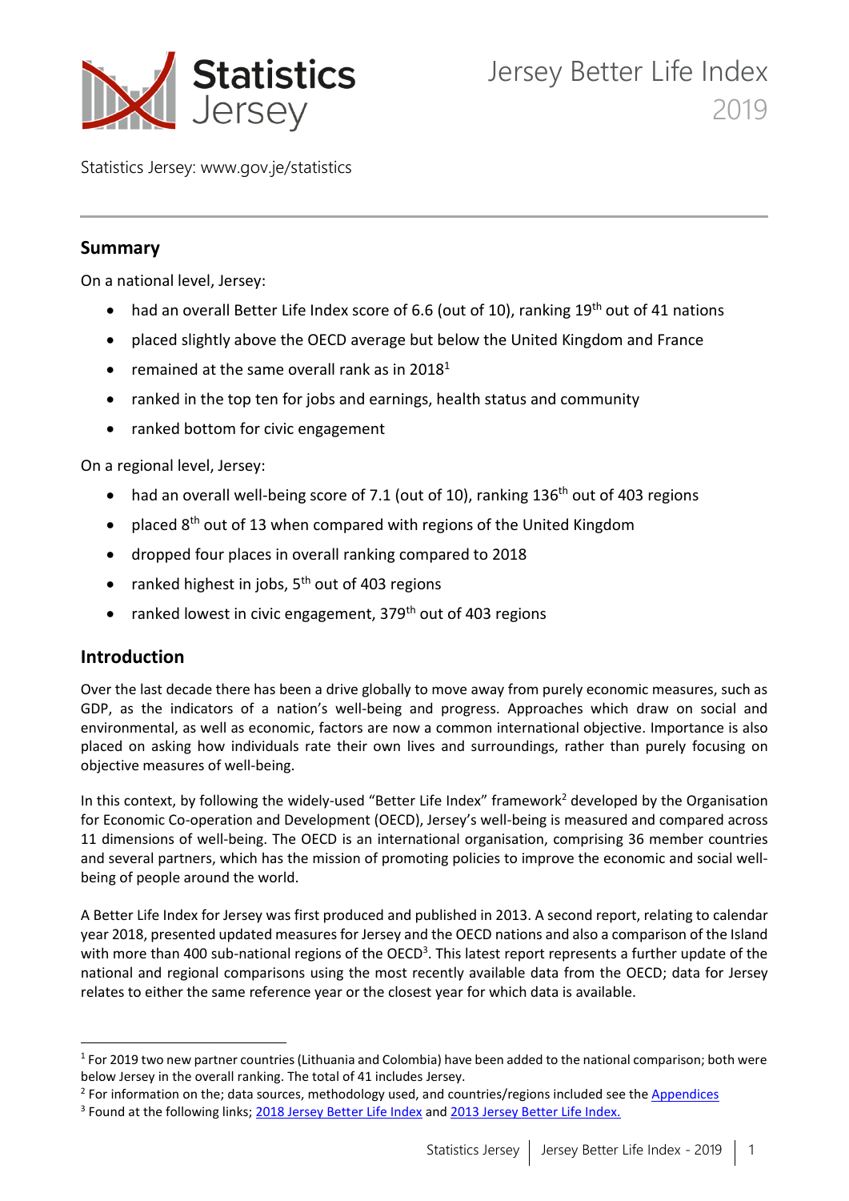Statistics Jersey

# Jersey Better Life Index 2019

Statistics Jersey: www.gov.je/statistics

## Summary

On a national level, Jersey:

- had an overall Better Life Index score of 6.6 (out of 10), ranking 19th out of 41 nations
- placed slightly above the OECD average but below the United Kingdom and France
- remained at the same overall rank as in 2018[1]
- ranked in the top ten for jobs and earnings, health status and community
- ranked bottom for civic engagement

On a regional level, Jersey:

- had an overall well-being score of 7.1 (out of 10), ranking 136th out of 403 regions
- placed 8th out of 13 when compared with regions of the United Kingdom
- dropped four places in overall ranking compared to 2018
- ranked highest in jobs, 5th out of 403 regions
- ranked lowest in civic engagement, 379th out of 403 regions

## Introduction

Over the last decade there has been a drive globally to move away from purely economic measures, such as GDP, as the indicators of a nation's well-being and progress. Approaches which draw on social and environmental, as well as economic, factors are now a common international objective. Importance is also placed on asking how individuals rate their own lives and surroundings, rather than purely focusing on objective measures of well-being.

In this context, by following the widely-used "Better Life Index" framework[2] developed by the Organisation for Economic Co-operation and Development (OECD), Jersey's well-being is measured and compared across 11 dimensions of well-being. The OECD is an international organisation, comprising 36 member countries and several partners, which has the mission of promoting policies to improve the economic and social well-being of people around the world.

A Better Life Index for Jersey was first produced and published in 2013. A second report, relating to calendar year 2018, presented updated measures for Jersey and the OECD nations and also a comparison of the Island with more than 400 sub-national regions of the OECD[3]. This latest report represents a further update of the national and regional comparisons using the most recently available data from the OECD; data for Jersey relates to either the same reference year or the closest year for which data is available.

---

[1] For 2019 two new partner countries (Lithuania and Colombia) have been added to the national comparison; both were below Jersey in the overall ranking. The total of 41 includes Jersey.

[2] For information on the; data sources, methodology used, and countries/regions included see the Appendices

[3] Found at the following links; 2018 Jersey Better Life Index and 2013 Jersey Better Life Index.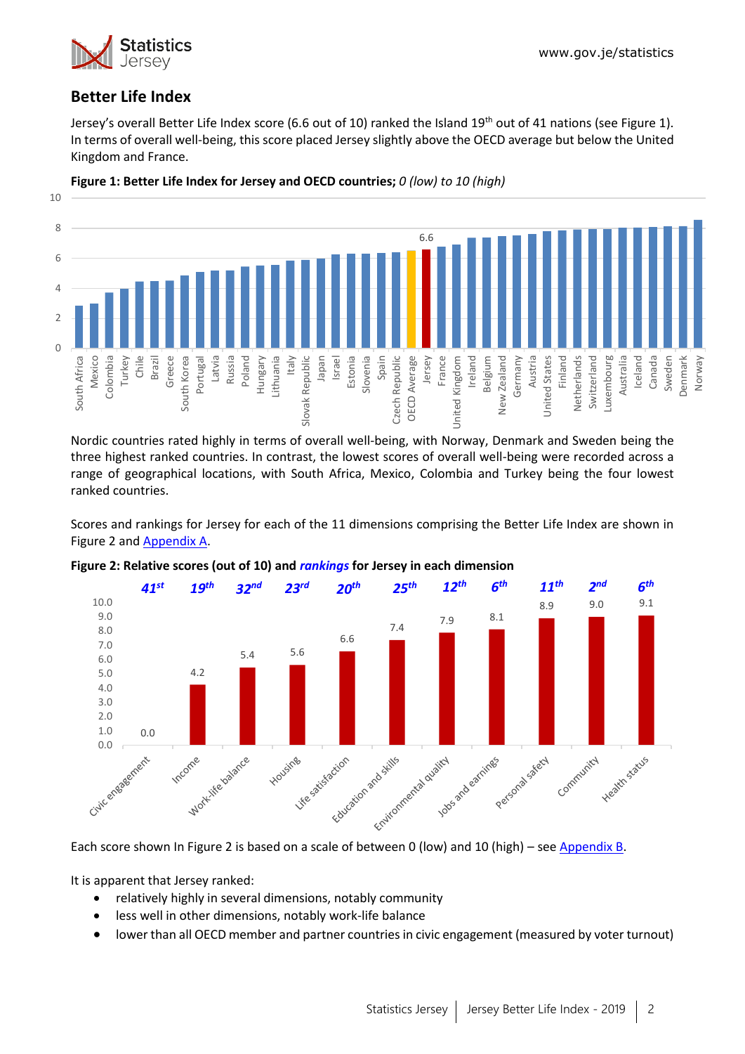## Better Life Index

Jersey's overall Better Life Index score (6.6 out of 10) ranked the Island 19th out of 41 nations (see Figure 1). In terms of overall well-being, this score placed Jersey slightly above the OECD average but below the United Kingdom and France.

**Figure 1: Better Life Index for Jersey and OECD countries;** *0 (low) to 10 (high)*

Nordic countries rated highly in terms of overall well-being, with Norway, Denmark and Sweden being the three highest ranked countries. In contrast, the lowest scores of overall well-being were recorded across a range of geographical locations, with South Africa, Mexico, Colombia and Turkey being the four lowest ranked countries.

Scores and rankings for Jersey for each of the 11 dimensions comprising the Better Life Index are shown in Figure 2 and Appendix A.

**Figure 2: Relative scores (out of 10) and *rankings* for Jersey in each dimension**

| Dimension | Score | Ranking |
|---|---|---|
| Civic engagement | 0.0 | 41st |
| Income | 4.2 | 19th |
| Work-life balance | 5.4 | 32nd |
| Housing | 5.6 | 23rd |
| Life satisfaction | 6.6 | 20th |
| Education and skills | 7.4 | 25th |
| Environmental quality | 7.9 | 12th |
| Jobs and earnings | 8.1 | 6th |
| Personal safety | 8.9 | 11th |
| Community | 9.0 | 2nd |
| Health status | 9.1 | 6th |

Each score shown In Figure 2 is based on a scale of between 0 (low) and 10 (high) – see Appendix B.

It is apparent that Jersey ranked:

- relatively highly in several dimensions, notably community
- less well in other dimensions, notably work-life balance
- lower than all OECD member and partner countries in civic engagement (measured by voter turnout)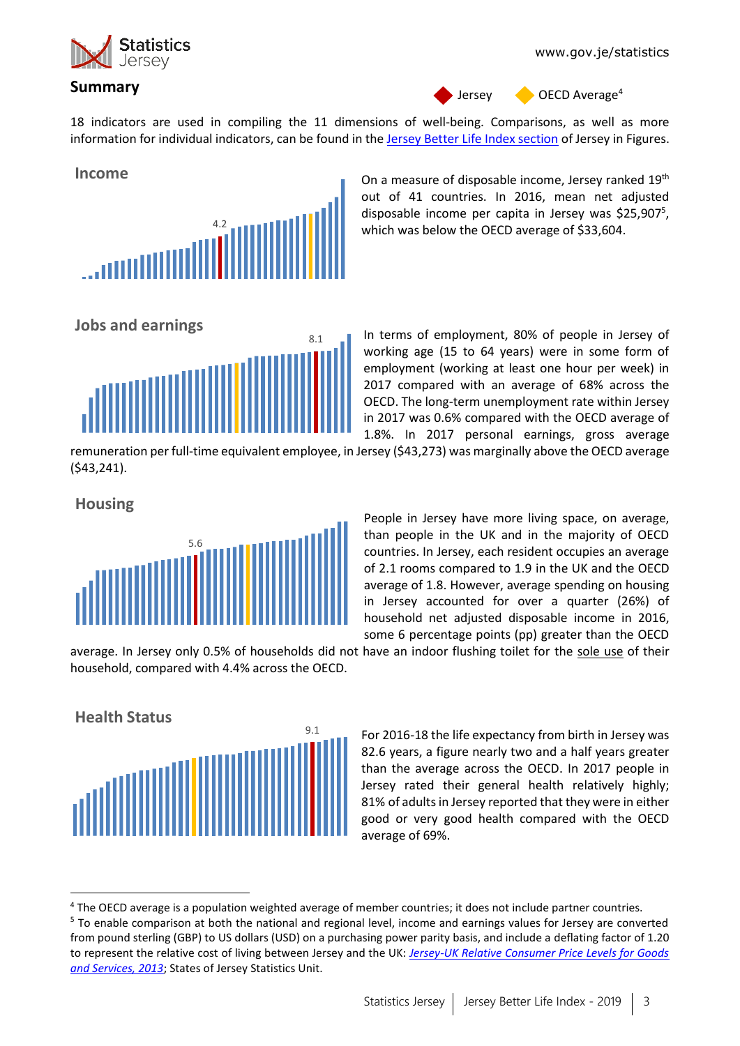## Summary

Jersey | OECD Average[4]

18 indicators are used in compiling the 11 dimensions of well-being. Comparisons, as well as more information for individual indicators, can be found in the Jersey Better Life Index section of Jersey in Figures.

### Income

4.2

On a measure of disposable income, Jersey ranked 19th out of 41 countries. In 2016, mean net adjusted disposable income per capita in Jersey was $25,907[5], which was below the OECD average of $33,604.

### Jobs and earnings

8.1

In terms of employment, 80% of people in Jersey of working age (15 to 64 years) were in some form of employment (working at least one hour per week) in 2017 compared with an average of 68% across the OECD. The long-term unemployment rate within Jersey in 2017 was 0.6% compared with the OECD average of 1.8%. In 2017 personal earnings, gross average remuneration per full-time equivalent employee, in Jersey ($43,273) was marginally above the OECD average ($43,241).

### Housing

5.6

People in Jersey have more living space, on average, than people in the UK and in the majority of OECD countries. In Jersey, each resident occupies an average of 2.1 rooms compared to 1.9 in the UK and the OECD average of 1.8. However, average spending on housing in Jersey accounted for over a quarter (26%) of household net adjusted disposable income in 2016, some 6 percentage points (pp) greater than the OECD average. In Jersey only 0.5% of households did not have an indoor flushing toilet for the sole use of their household, compared with 4.4% across the OECD.

### Health Status

9.1

For 2016-18 the life expectancy from birth in Jersey was 82.6 years, a figure nearly two and a half years greater than the average across the OECD. In 2017 people in Jersey rated their general health relatively highly; 81% of adults in Jersey reported that they were in either good or very good health compared with the OECD average of 69%.

---

[4] The OECD average is a population weighted average of member countries; it does not include partner countries.

[5] To enable comparison at both the national and regional level, income and earnings values for Jersey are converted from pound sterling (GBP) to US dollars (USD) on a purchasing power parity basis, and include a deflating factor of 1.20 to represent the relative cost of living between Jersey and the UK: *Jersey-UK Relative Consumer Price Levels for Goods and Services, 2013*; States of Jersey Statistics Unit.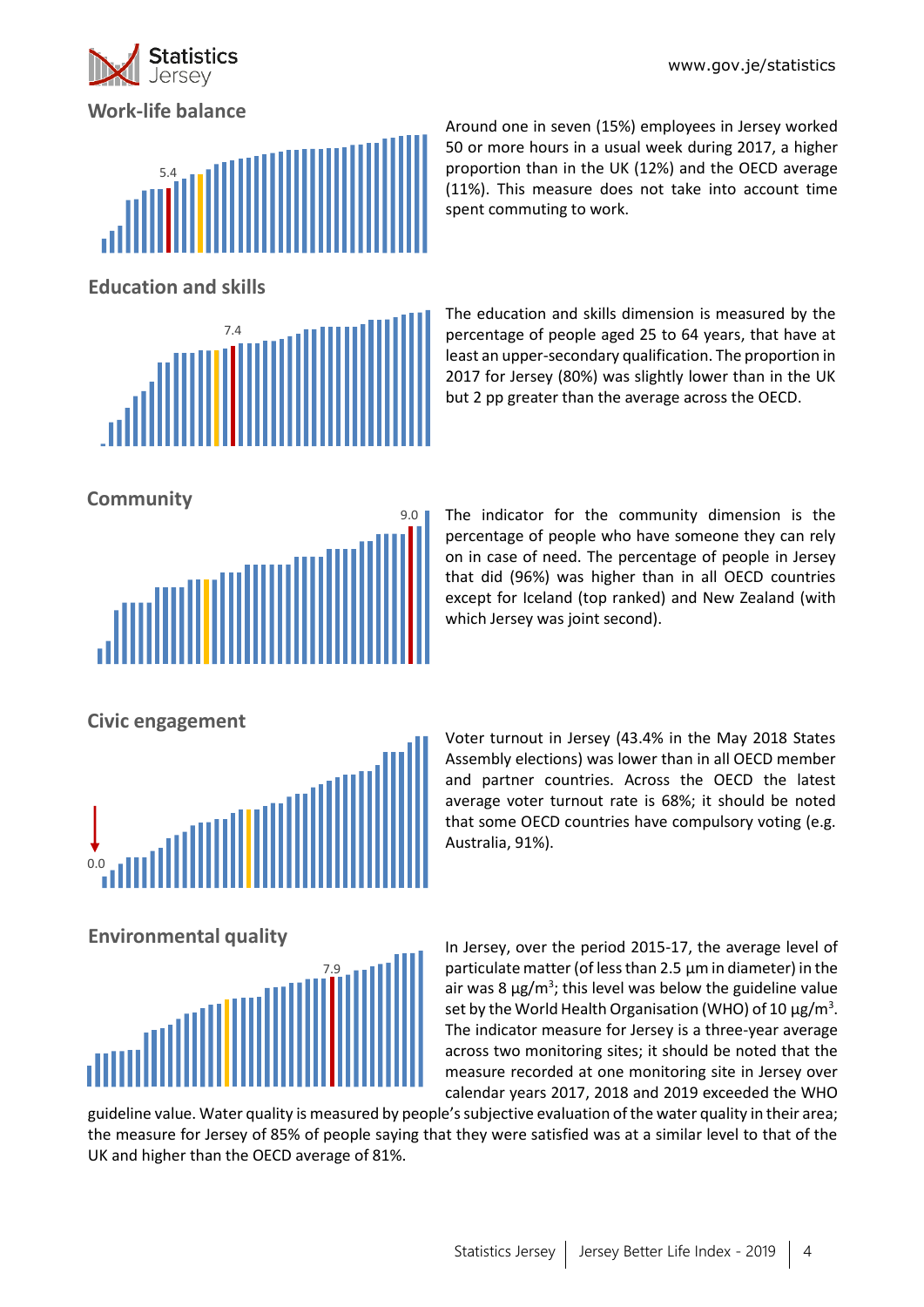## Work-life balance

5.4

Around one in seven (15%) employees in Jersey worked 50 or more hours in a usual week during 2017, a higher proportion than in the UK (12%) and the OECD average (11%). This measure does not take into account time spent commuting to work.

## Education and skills

7.4

The education and skills dimension is measured by the percentage of people aged 25 to 64 years, that have at least an upper-secondary qualification. The proportion in 2017 for Jersey (80%) was slightly lower than in the UK but 2 pp greater than the average across the OECD.

## Community

9.0

The indicator for the community dimension is the percentage of people who have someone they can rely on in case of need. The percentage of people in Jersey that did (96%) was higher than in all OECD countries except for Iceland (top ranked) and New Zealand (with which Jersey was joint second).

## Civic engagement

0.0

Voter turnout in Jersey (43.4% in the May 2018 States Assembly elections) was lower than in all OECD member and partner countries. Across the OECD the latest average voter turnout rate is 68%; it should be noted that some OECD countries have compulsory voting (e.g. Australia, 91%).

## Environmental quality

7.9

In Jersey, over the period 2015-17, the average level of particulate matter (of less than 2.5 µm in diameter) in the air was 8 $\mu g/m^3$; this level was below the guideline value set by the World Health Organisation (WHO) of 10 $\mu g/m^3$. The indicator measure for Jersey is a three-year average across two monitoring sites; it should be noted that the measure recorded at one monitoring site in Jersey over calendar years 2017, 2018 and 2019 exceeded the WHO guideline value. Water quality is measured by people's subjective evaluation of the water quality in their area; the measure for Jersey of 85% of people saying that they were satisfied was at a similar level to that of the UK and higher than the OECD average of 81%.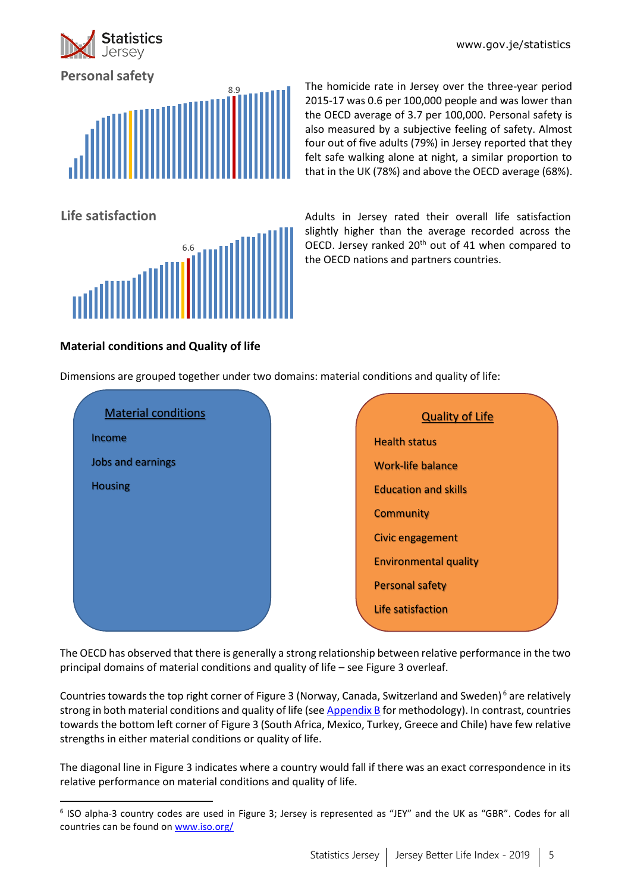## Personal safety

8.9

The homicide rate in Jersey over the three-year period 2015-17 was 0.6 per 100,000 people and was lower than the OECD average of 3.7 per 100,000. Personal safety is also measured by a subjective feeling of safety. Almost four out of five adults (79%) in Jersey reported that they felt safe walking alone at night, a similar proportion to that in the UK (78%) and above the OECD average (68%).

## Life satisfaction

6.6

Adults in Jersey rated their overall life satisfaction slightly higher than the average recorded across the OECD. Jersey ranked 20th out of 41 when compared to the OECD nations and partners countries.

### Material conditions and Quality of life

Dimensions are grouped together under two domains: material conditions and quality of life:

| Material conditions | Quality of Life |
| --- | --- |
| Income | Health status |
| Jobs and earnings | Work-life balance |
| Housing | Education and skills |
| | Community |
| | Civic engagement |
| | Environmental quality |
| | Personal safety |
| | Life satisfaction |

The OECD has observed that there is generally a strong relationship between relative performance in the two principal domains of material conditions and quality of life – see Figure 3 overleaf.

Countries towards the top right corner of Figure 3 (Norway, Canada, Switzerland and Sweden)[6] are relatively strong in both material conditions and quality of life (see Appendix B for methodology). In contrast, countries towards the bottom left corner of Figure 3 (South Africa, Mexico, Turkey, Greece and Chile) have few relative strengths in either material conditions or quality of life.

The diagonal line in Figure 3 indicates where a country would fall if there was an exact correspondence in its relative performance on material conditions and quality of life.

[6] ISO alpha-3 country codes are used in Figure 3; Jersey is represented as "JEY" and the UK as "GBR". Codes for all countries can be found on www.iso.org/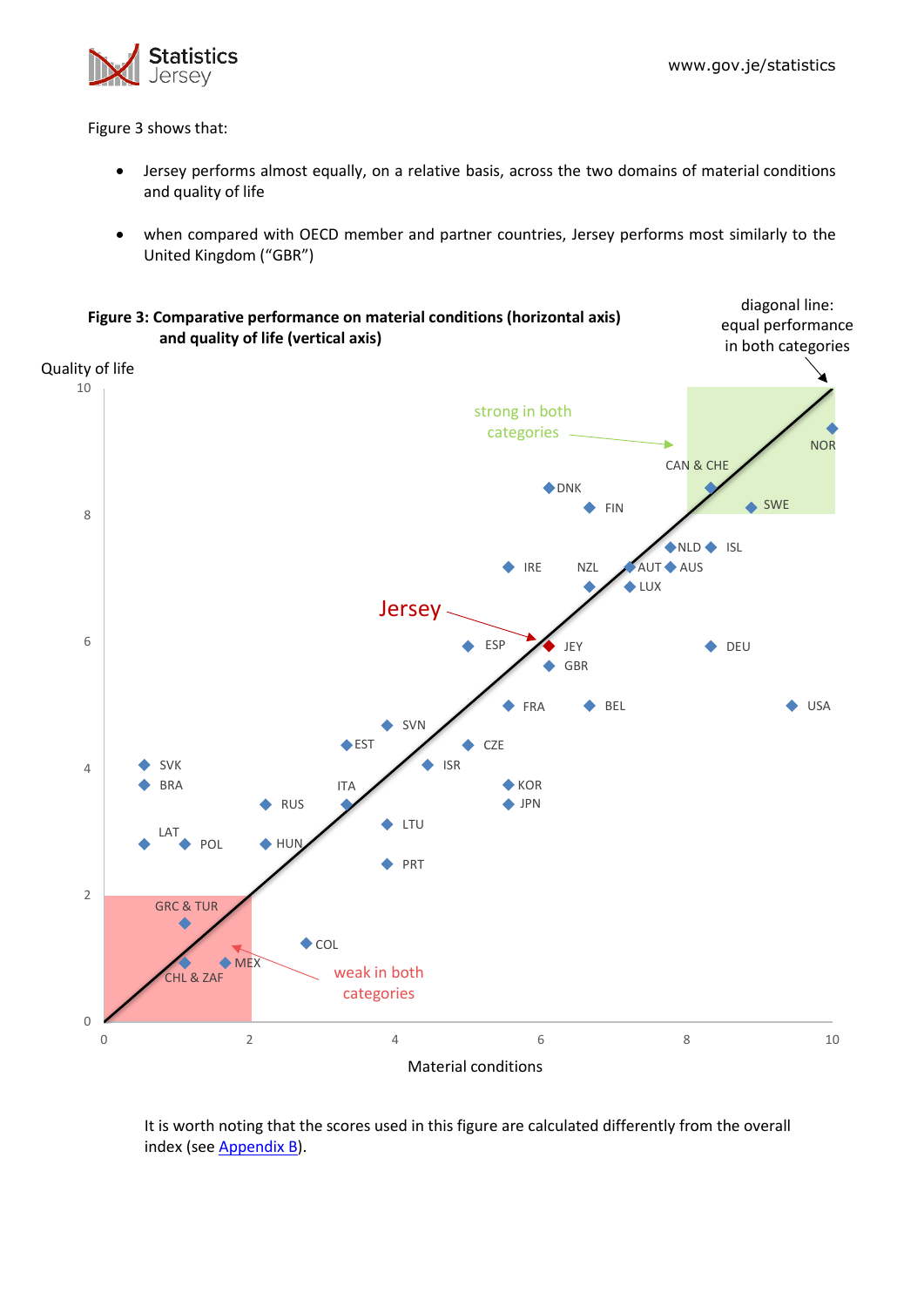Figure 3 shows that:

- Jersey performs almost equally, on a relative basis, across the two domains of material conditions and quality of life
- when compared with OECD member and partner countries, Jersey performs most similarly to the United Kingdom ("GBR")

**Figure 3: Comparative performance on material conditions (horizontal axis) and quality of life (vertical axis)**

It is worth noting that the scores used in this figure are calculated differently from the overall index (see Appendix B).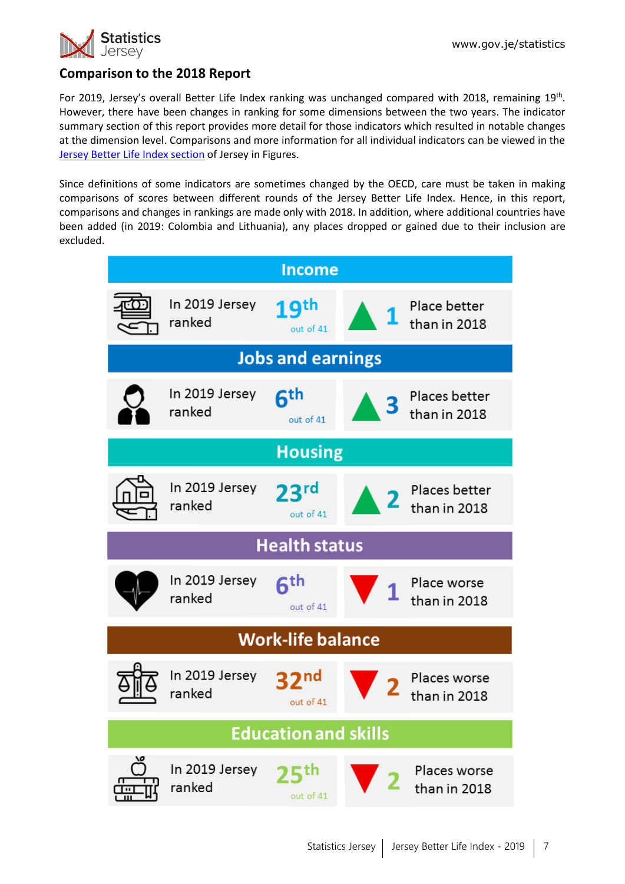## Comparison to the 2018 Report

For 2019, Jersey's overall Better Life Index ranking was unchanged compared with 2018, remaining 19th. However, there have been changes in ranking for some dimensions between the two years. The indicator summary section of this report provides more detail for those indicators which resulted in notable changes at the dimension level. Comparisons and more information for all individual indicators can be viewed in the Jersey Better Life Index section of Jersey in Figures.

Since definitions of some indicators are sometimes changed by the OECD, care must be taken in making comparisons of scores between different rounds of the Jersey Better Life Index. Hence, in this report, comparisons and changes in rankings are made only with 2018. In addition, where additional countries have been added (in 2019: Colombia and Lithuania), any places dropped or gained due to their inclusion are excluded.

### Income

In 2019 Jersey ranked 19th out of 41 — ▲ 1 Place better than in 2018

### Jobs and earnings

In 2019 Jersey ranked 6th out of 41 — ▲ 3 Places better than in 2018

### Housing

In 2019 Jersey ranked 23rd out of 41 — ▲ 2 Places better than in 2018

### Health status

In 2019 Jersey ranked 6th out of 41 — ▼ 1 Place worse than in 2018

### Work-life balance

In 2019 Jersey ranked 32nd out of 41 — ▼ 2 Places worse than in 2018

### Education and skills

In 2019 Jersey ranked 25th out of 41 — ▼ 2 Places worse than in 2018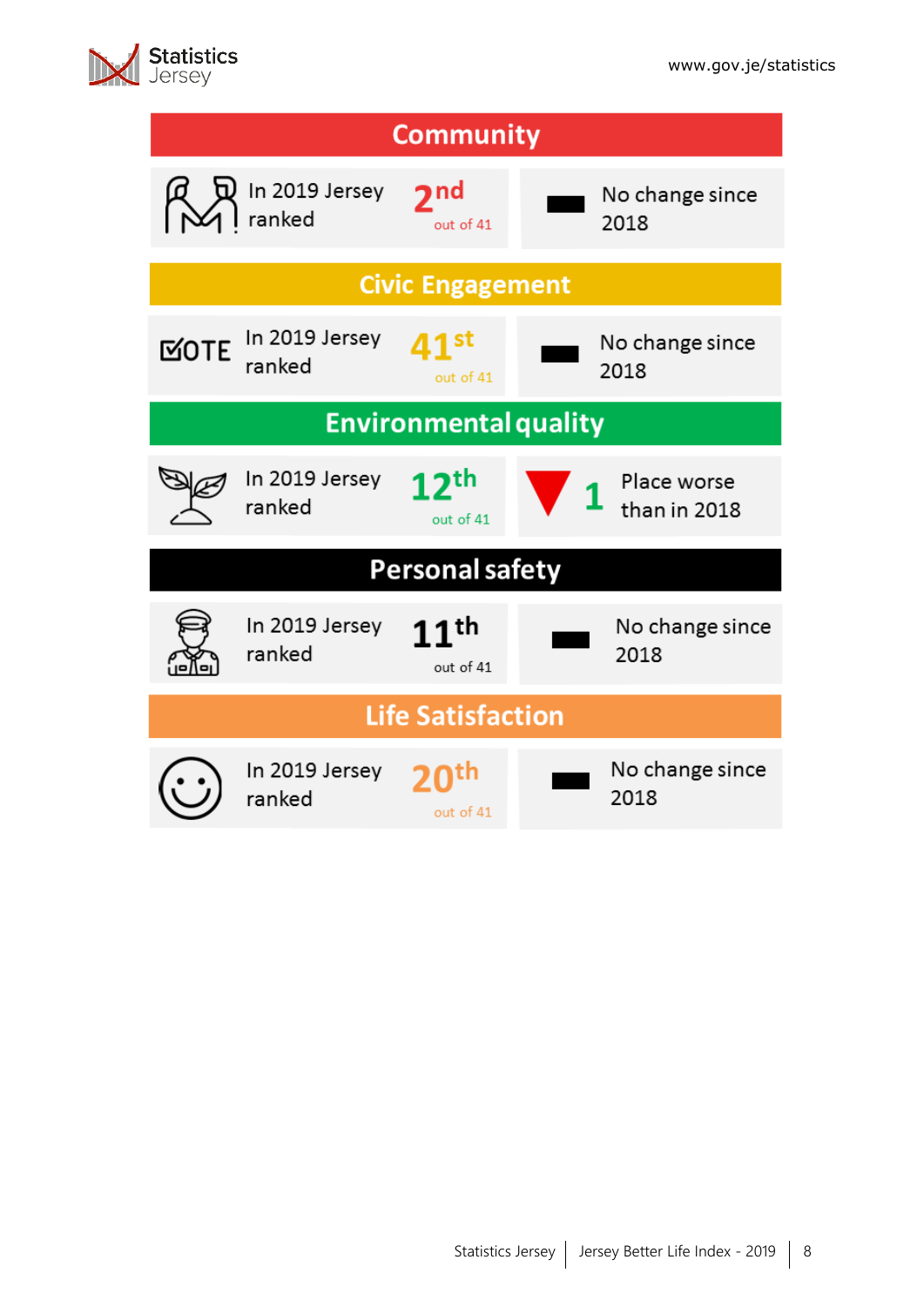## Community

In 2019 Jersey ranked **2nd** out of 41

No change since 2018

## Civic Engagement

In 2019 Jersey ranked **41st** out of 41

No change since 2018

## Environmental quality

In 2019 Jersey ranked **12th** out of 41

1 Place worse than in 2018

## Personal safety

In 2019 Jersey ranked **11th** out of 41

No change since 2018

## Life Satisfaction

In 2019 Jersey ranked **20th** out of 41

No change since 2018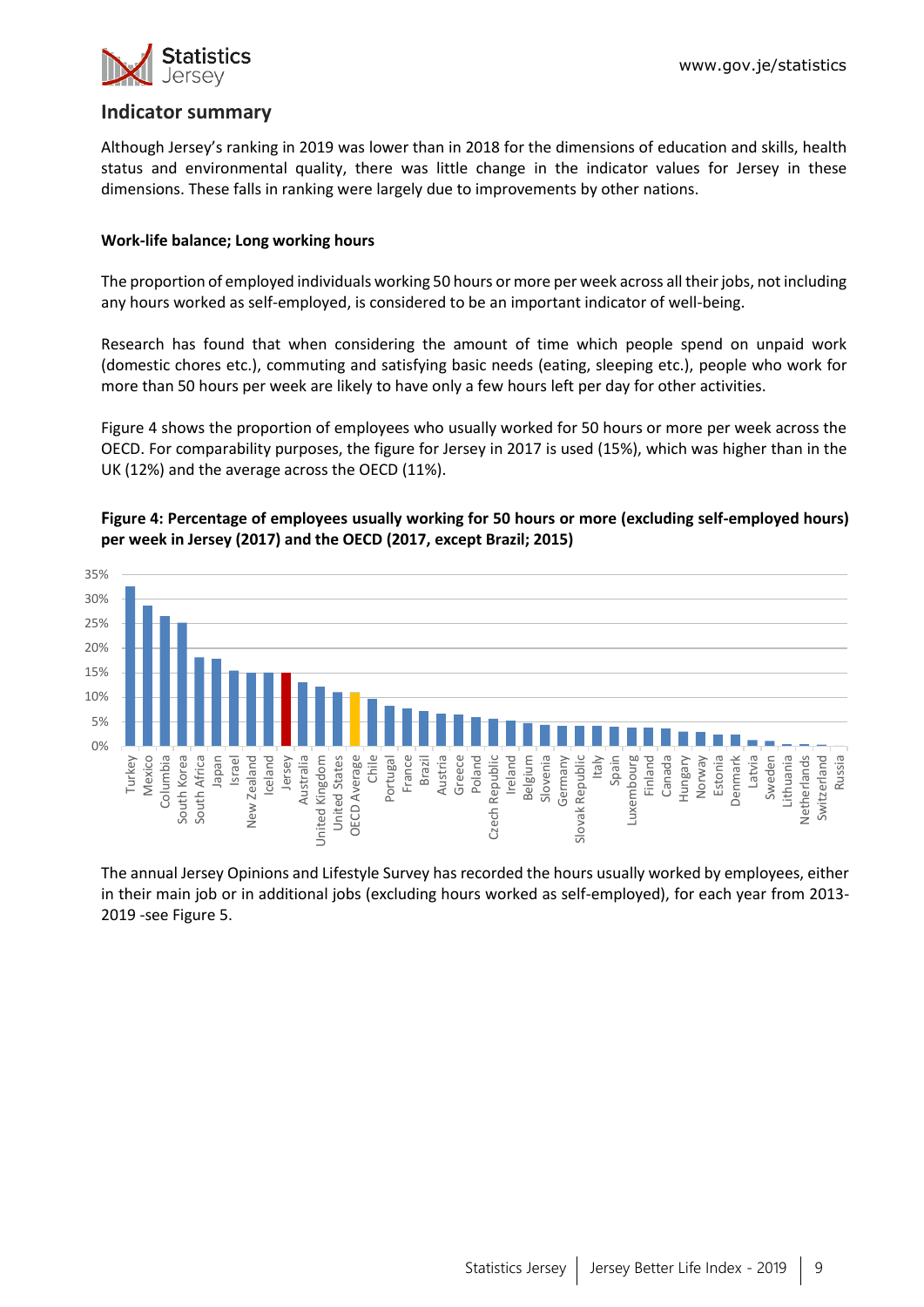## Indicator summary

Although Jersey's ranking in 2019 was lower than in 2018 for the dimensions of education and skills, health status and environmental quality, there was little change in the indicator values for Jersey in these dimensions. These falls in ranking were largely due to improvements by other nations.

**Work-life balance; Long working hours**

The proportion of employed individuals working 50 hours or more per week across all their jobs, not including any hours worked as self-employed, is considered to be an important indicator of well-being.

Research has found that when considering the amount of time which people spend on unpaid work (domestic chores etc.), commuting and satisfying basic needs (eating, sleeping etc.), people who work for more than 50 hours per week are likely to have only a few hours left per day for other activities.

Figure 4 shows the proportion of employees who usually worked for 50 hours or more per week across the OECD. For comparability purposes, the figure for Jersey in 2017 is used (15%), which was higher than in the UK (12%) and the average across the OECD (11%).

**Figure 4: Percentage of employees usually working for 50 hours or more (excluding self-employed hours) per week in Jersey (2017) and the OECD (2017, except Brazil; 2015)**

The annual Jersey Opinions and Lifestyle Survey has recorded the hours usually worked by employees, either in their main job or in additional jobs (excluding hours worked as self-employed), for each year from 2013-2019 -see Figure 5.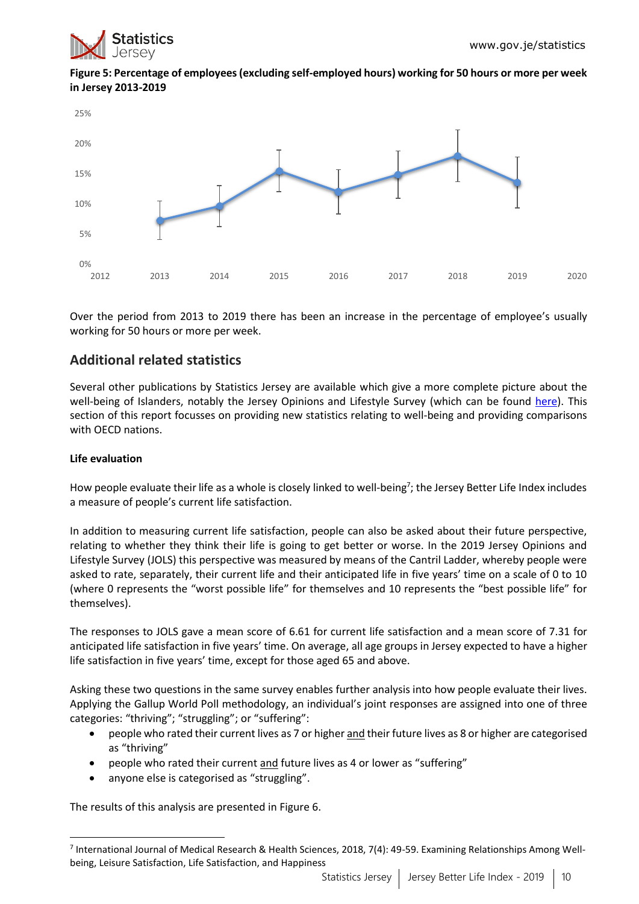**Figure 5: Percentage of employees (excluding self-employed hours) working for 50 hours or more per week in Jersey 2013-2019**

Over the period from 2013 to 2019 there has been an increase in the percentage of employee's usually working for 50 hours or more per week.

## Additional related statistics

Several other publications by Statistics Jersey are available which give a more complete picture about the well-being of Islanders, notably the Jersey Opinions and Lifestyle Survey (which can be found here). This section of this report focusses on providing new statistics relating to well-being and providing comparisons with OECD nations.

**Life evaluation**

How people evaluate their life as a whole is closely linked to well-being[7]; the Jersey Better Life Index includes a measure of people's current life satisfaction.

In addition to measuring current life satisfaction, people can also be asked about their future perspective, relating to whether they think their life is going to get better or worse. In the 2019 Jersey Opinions and Lifestyle Survey (JOLS) this perspective was measured by means of the Cantril Ladder, whereby people were asked to rate, separately, their current life and their anticipated life in five years' time on a scale of 0 to 10 (where 0 represents the "worst possible life" for themselves and 10 represents the "best possible life" for themselves).

The responses to JOLS gave a mean score of 6.61 for current life satisfaction and a mean score of 7.31 for anticipated life satisfaction in five years' time. On average, all age groups in Jersey expected to have a higher life satisfaction in five years' time, except for those aged 65 and above.

Asking these two questions in the same survey enables further analysis into how people evaluate their lives. Applying the Gallup World Poll methodology, an individual's joint responses are assigned into one of three categories: "thriving"; "struggling"; or "suffering":

- people who rated their current lives as 7 or higher and their future lives as 8 or higher are categorised as "thriving"
- people who rated their current and future lives as 4 or lower as "suffering"
- anyone else is categorised as "struggling".

The results of this analysis are presented in Figure 6.

[7] International Journal of Medical Research & Health Sciences, 2018, 7(4): 49-59. Examining Relationships Among Well-being, Leisure Satisfaction, Life Satisfaction, and Happiness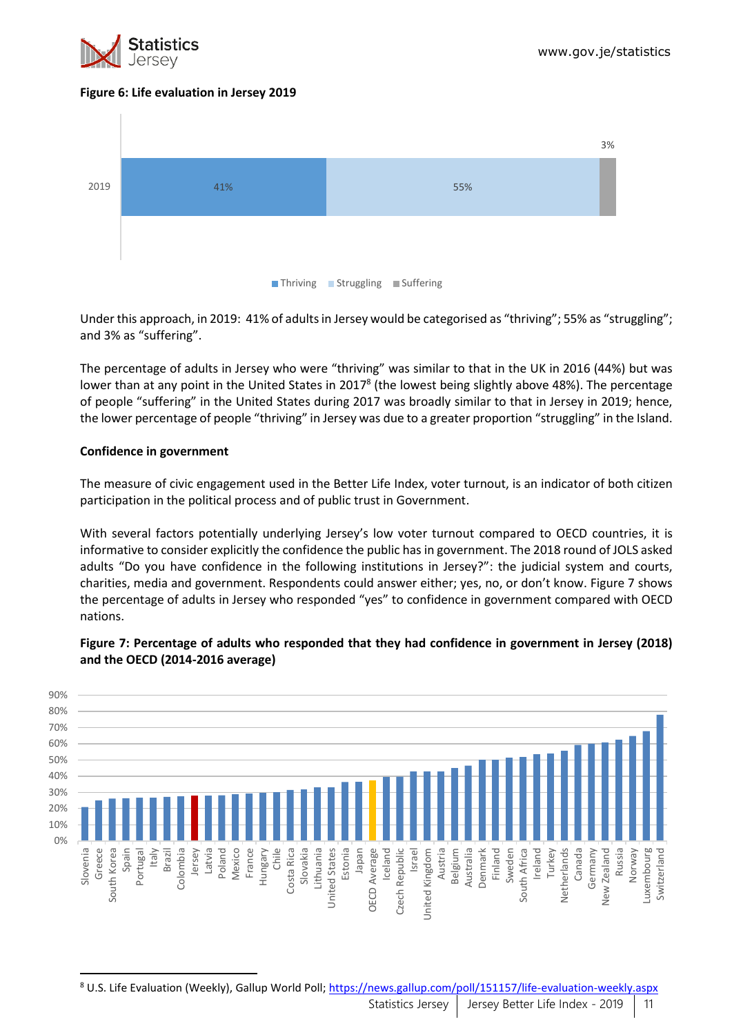**Figure 6: Life evaluation in Jersey 2019**

Under this approach, in 2019: 41% of adults in Jersey would be categorised as "thriving"; 55% as "struggling"; and 3% as "suffering".

The percentage of adults in Jersey who were "thriving" was similar to that in the UK in 2016 (44%) but was lower than at any point in the United States in 2017[8] (the lowest being slightly above 48%). The percentage of people "suffering" in the United States during 2017 was broadly similar to that in Jersey in 2019; hence, the lower percentage of people "thriving" in Jersey was due to a greater proportion "struggling" in the Island.

**Confidence in government**

The measure of civic engagement used in the Better Life Index, voter turnout, is an indicator of both citizen participation in the political process and of public trust in Government.

With several factors potentially underlying Jersey's low voter turnout compared to OECD countries, it is informative to consider explicitly the confidence the public has in government. The 2018 round of JOLS asked adults "Do you have confidence in the following institutions in Jersey?": the judicial system and courts, charities, media and government. Respondents could answer either; yes, no, or don't know. Figure 7 shows the percentage of adults in Jersey who responded "yes" to confidence in government compared with OECD nations.

**Figure 7: Percentage of adults who responded that they had confidence in government in Jersey (2018) and the OECD (2014-2016 average)**

[8] U.S. Life Evaluation (Weekly), Gallup World Poll; https://news.gallup.com/poll/151157/life-evaluation-weekly.aspx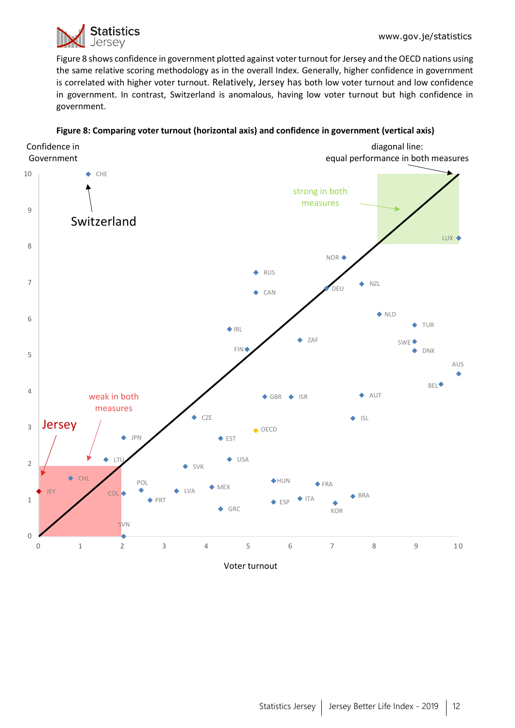Figure 8 shows confidence in government plotted against voter turnout for Jersey and the OECD nations using the same relative scoring methodology as in the overall Index. Generally, higher confidence in government is correlated with higher voter turnout. Relatively, Jersey has both low voter turnout and low confidence in government. In contrast, Switzerland is anomalous, having low voter turnout but high confidence in government.

**Figure 8: Comparing voter turnout (horizontal axis) and confidence in government (vertical axis)**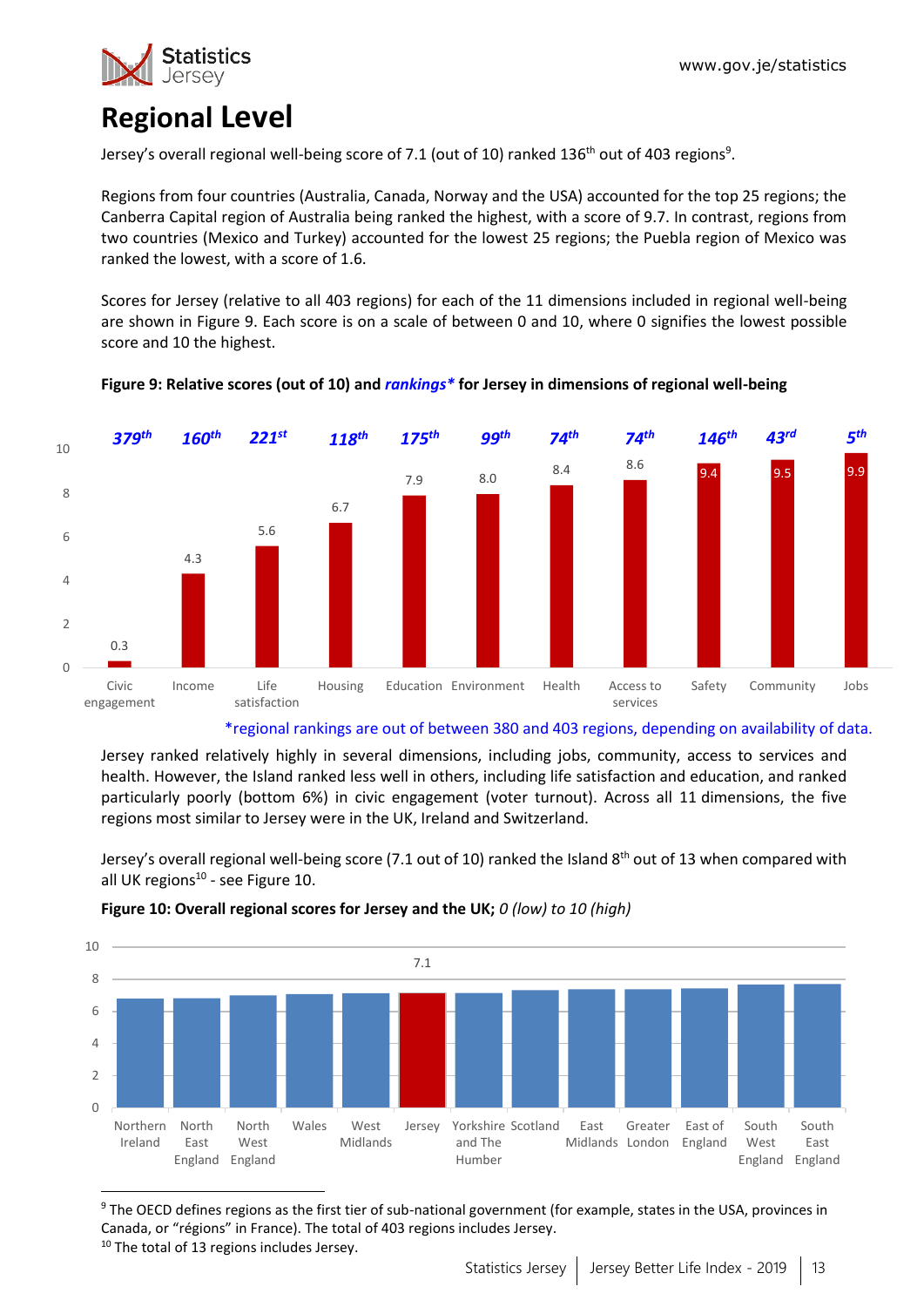# Regional Level

Jersey's overall regional well-being score of 7.1 (out of 10) ranked 136th out of 403 regions[9].

Regions from four countries (Australia, Canada, Norway and the USA) accounted for the top 25 regions; the Canberra Capital region of Australia being ranked the highest, with a score of 9.7. In contrast, regions from two countries (Mexico and Turkey) accounted for the lowest 25 regions; the Puebla region of Mexico was ranked the lowest, with a score of 1.6.

Scores for Jersey (relative to all 403 regions) for each of the 11 dimensions included in regional well-being are shown in Figure 9. Each score is on a scale of between 0 and 10, where 0 signifies the lowest possible score and 10 the highest.

**Figure 9: Relative scores (out of 10) and *rankings** for Jersey in dimensions of regional well-being**

| Dimension | Score | Ranking |
|---|---|---|
| Civic engagement | 0.3 | 379th |
| Income | 4.3 | 160th |
| Life satisfaction | 5.6 | 221st |
| Housing | 6.7 | 118th |
| Education | 7.9 | 175th |
| Environment | 8.0 | 99th |
| Health | 8.4 | 74th |
| Access to services | 8.6 | 74th |
| Safety | 9.4 | 146th |
| Community | 9.5 | 43rd |
| Jobs | 9.9 | 5th |

*regional rankings are out of between 380 and 403 regions, depending on availability of data.

Jersey ranked relatively highly in several dimensions, including jobs, community, access to services and health. However, the Island ranked less well in others, including life satisfaction and education, and ranked particularly poorly (bottom 6%) in civic engagement (voter turnout). Across all 11 dimensions, the five regions most similar to Jersey were in the UK, Ireland and Switzerland.

Jersey's overall regional well-being score (7.1 out of 10) ranked the Island 8th out of 13 when compared with all UK regions[10] - see Figure 10.

**Figure 10: Overall regional scores for Jersey and the UK;** *0 (low) to 10 (high)*

Regions shown (lowest to highest): Northern Ireland, North East England, North West England, Wales, West Midlands, Jersey (7.1), Yorkshire and The Humber, Scotland, East Midlands, Greater London, East of England, South West England, South East England.

---

[9] The OECD defines regions as the first tier of sub-national government (for example, states in the USA, provinces in Canada, or "régions" in France). The total of 403 regions includes Jersey.

[10] The total of 13 regions includes Jersey.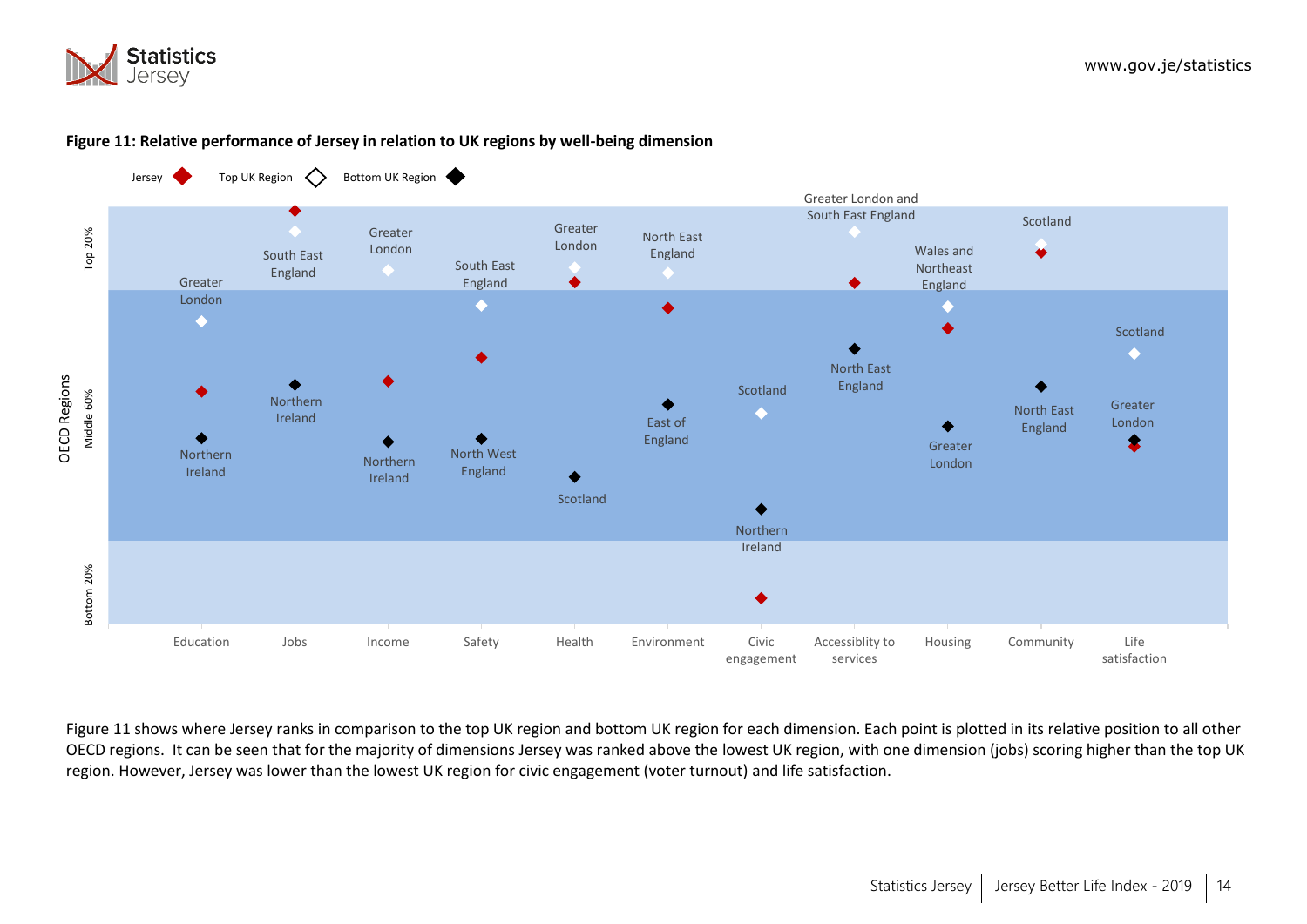**Figure 11: Relative performance of Jersey in relation to UK regions by well-being dimension**

Figure 11 shows where Jersey ranks in comparison to the top UK region and bottom UK region for each dimension. Each point is plotted in its relative position to all other OECD regions. It can be seen that for the majority of dimensions Jersey was ranked above the lowest UK region, with one dimension (jobs) scoring higher than the top UK region. However, Jersey was lower than the lowest UK region for civic engagement (voter turnout) and life satisfaction.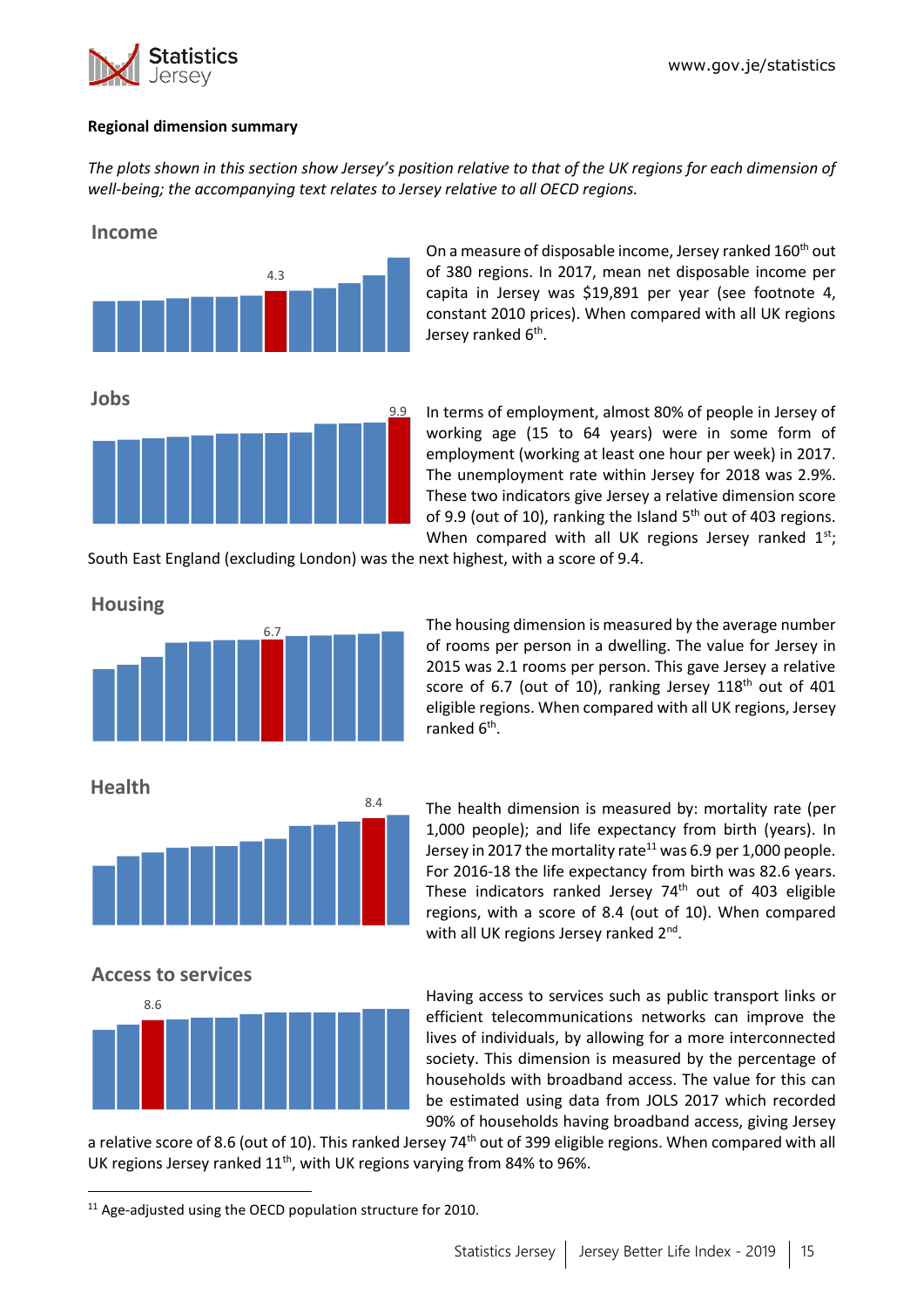**Regional dimension summary**

*The plots shown in this section show Jersey's position relative to that of the UK regions for each dimension of well-being; the accompanying text relates to Jersey relative to all OECD regions.*

## Income

4.3

On a measure of disposable income, Jersey ranked 160th out of 380 regions. In 2017, mean net disposable income per capita in Jersey was $19,891 per year (see footnote 4, constant 2010 prices). When compared with all UK regions Jersey ranked 6th.

## Jobs

9.9

In terms of employment, almost 80% of people in Jersey of working age (15 to 64 years) were in some form of employment (working at least one hour per week) in 2017. The unemployment rate within Jersey for 2018 was 2.9%. These two indicators give Jersey a relative dimension score of 9.9 (out of 10), ranking the Island 5th out of 403 regions. When compared with all UK regions Jersey ranked 1st; South East England (excluding London) was the next highest, with a score of 9.4.

## Housing

6.7

The housing dimension is measured by the average number of rooms per person in a dwelling. The value for Jersey in 2015 was 2.1 rooms per person. This gave Jersey a relative score of 6.7 (out of 10), ranking Jersey 118th out of 401 eligible regions. When compared with all UK regions, Jersey ranked 6th.

## Health

8.4

The health dimension is measured by: mortality rate (per 1,000 people); and life expectancy from birth (years). In Jersey in 2017 the mortality rate[11] was 6.9 per 1,000 people. For 2016-18 the life expectancy from birth was 82.6 years. These indicators ranked Jersey 74th out of 403 eligible regions, with a score of 8.4 (out of 10). When compared with all UK regions Jersey ranked 2nd.

## Access to services

8.6

Having access to services such as public transport links or efficient telecommunications networks can improve the lives of individuals, by allowing for a more interconnected society. This dimension is measured by the percentage of households with broadband access. The value for this can be estimated using data from JOLS 2017 which recorded 90% of households having broadband access, giving Jersey a relative score of 8.6 (out of 10). This ranked Jersey 74th out of 399 eligible regions. When compared with all UK regions Jersey ranked 11th, with UK regions varying from 84% to 96%.

[11] Age-adjusted using the OECD population structure for 2010.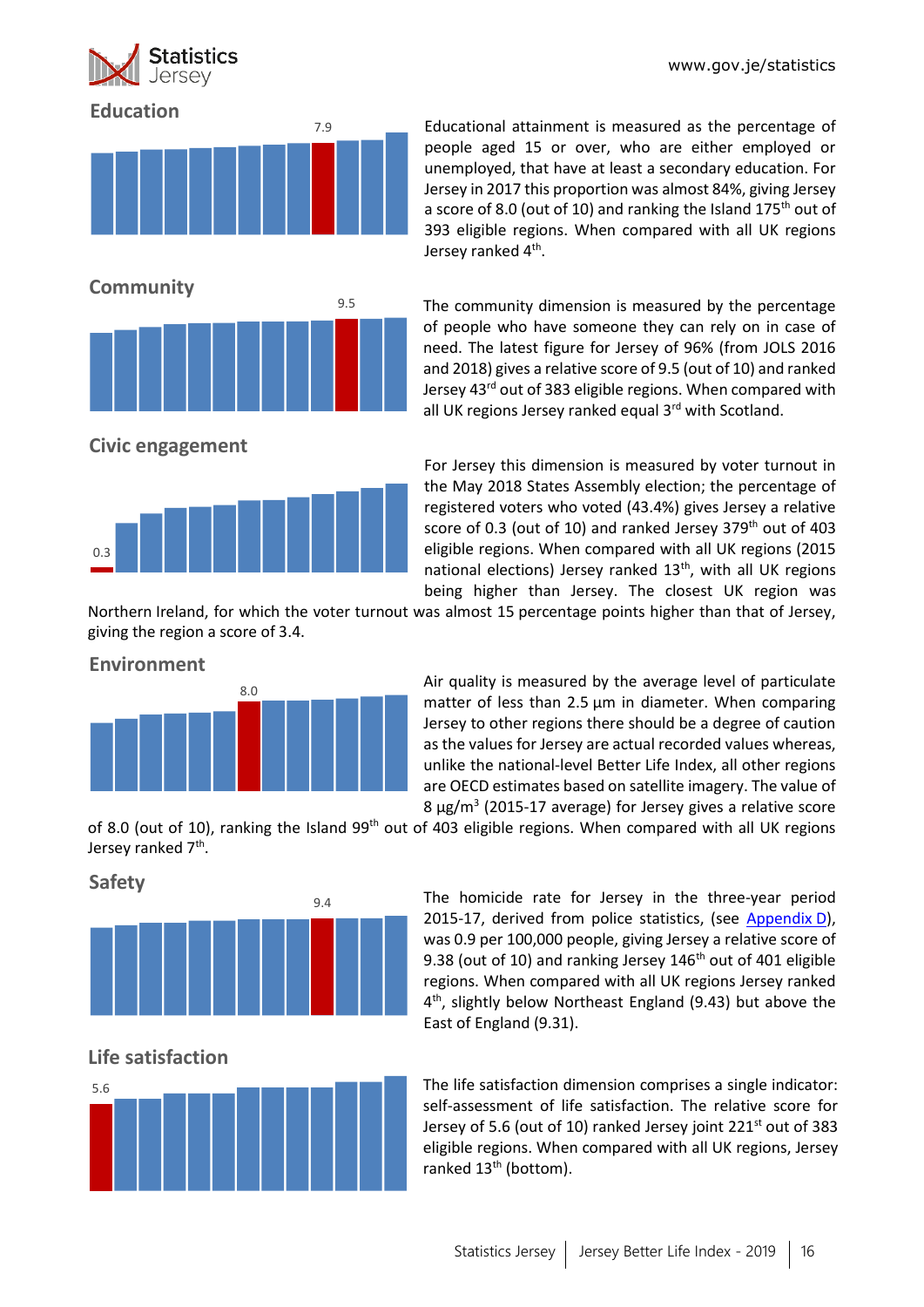## Education

Educational attainment is measured as the percentage of people aged 15 or over, who are either employed or unemployed, that have at least a secondary education. For Jersey in 2017 this proportion was almost 84%, giving Jersey a score of 8.0 (out of 10) and ranking the Island 175th out of 393 eligible regions. When compared with all UK regions Jersey ranked 4th.

## Community

The community dimension is measured by the percentage of people who have someone they can rely on in case of need. The latest figure for Jersey of 96% (from JOLS 2016 and 2018) gives a relative score of 9.5 (out of 10) and ranked Jersey 43rd out of 383 eligible regions. When compared with all UK regions Jersey ranked equal 3rd with Scotland.

## Civic engagement

For Jersey this dimension is measured by voter turnout in the May 2018 States Assembly election; the percentage of registered voters who voted (43.4%) gives Jersey a relative score of 0.3 (out of 10) and ranked Jersey 379th out of 403 eligible regions. When compared with all UK regions (2015 national elections) Jersey ranked 13th, with all UK regions being higher than Jersey. The closest UK region was Northern Ireland, for which the voter turnout was almost 15 percentage points higher than that of Jersey, giving the region a score of 3.4.

## Environment

Air quality is measured by the average level of particulate matter of less than 2.5 µm in diameter. When comparing Jersey to other regions there should be a degree of caution as the values for Jersey are actual recorded values whereas, unlike the national-level Better Life Index, all other regions are OECD estimates based on satellite imagery. The value of 8 µg/m$^3$ (2015-17 average) for Jersey gives a relative score of 8.0 (out of 10), ranking the Island 99th out of 403 eligible regions. When compared with all UK regions Jersey ranked 7th.

## Safety

The homicide rate for Jersey in the three-year period 2015-17, derived from police statistics, (see Appendix D), was 0.9 per 100,000 people, giving Jersey a relative score of 9.38 (out of 10) and ranking Jersey 146th out of 401 eligible regions. When compared with all UK regions Jersey ranked 4th, slightly below Northeast England (9.43) but above the East of England (9.31).

## Life satisfaction

The life satisfaction dimension comprises a single indicator: self-assessment of life satisfaction. The relative score for Jersey of 5.6 (out of 10) ranked Jersey joint 221st out of 383 eligible regions. When compared with all UK regions, Jersey ranked 13th (bottom).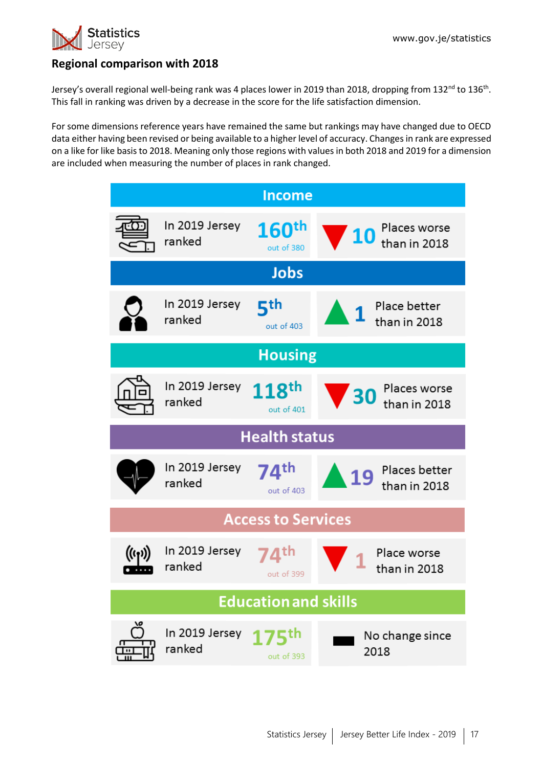## Regional comparison with 2018

Jersey's overall regional well-being rank was 4 places lower in 2019 than 2018, dropping from 132nd to 136th. This fall in ranking was driven by a decrease in the score for the life satisfaction dimension.

For some dimensions reference years have remained the same but rankings may have changed due to OECD data either having been revised or being available to a higher level of accuracy. Changes in rank are expressed on a like for like basis to 2018. Meaning only those regions with values in both 2018 and 2019 for a dimension are included when measuring the number of places in rank changed.

### Income

In 2019 Jersey ranked **160th** out of 380 — ▼ 10 Places worse than in 2018

### Jobs

In 2019 Jersey ranked **5th** out of 403 — ▲ 1 Place better than in 2018

### Housing

In 2019 Jersey ranked **118th** out of 401 — ▼ 30 Places worse than in 2018

### Health status

In 2019 Jersey ranked **74th** out of 403 — ▲ 19 Places better than in 2018

### Access to Services

In 2019 Jersey ranked **74th** out of 399 — ▼ 1 Place worse than in 2018

### Education and skills

In 2019 Jersey ranked **175th** out of 393 — No change since 2018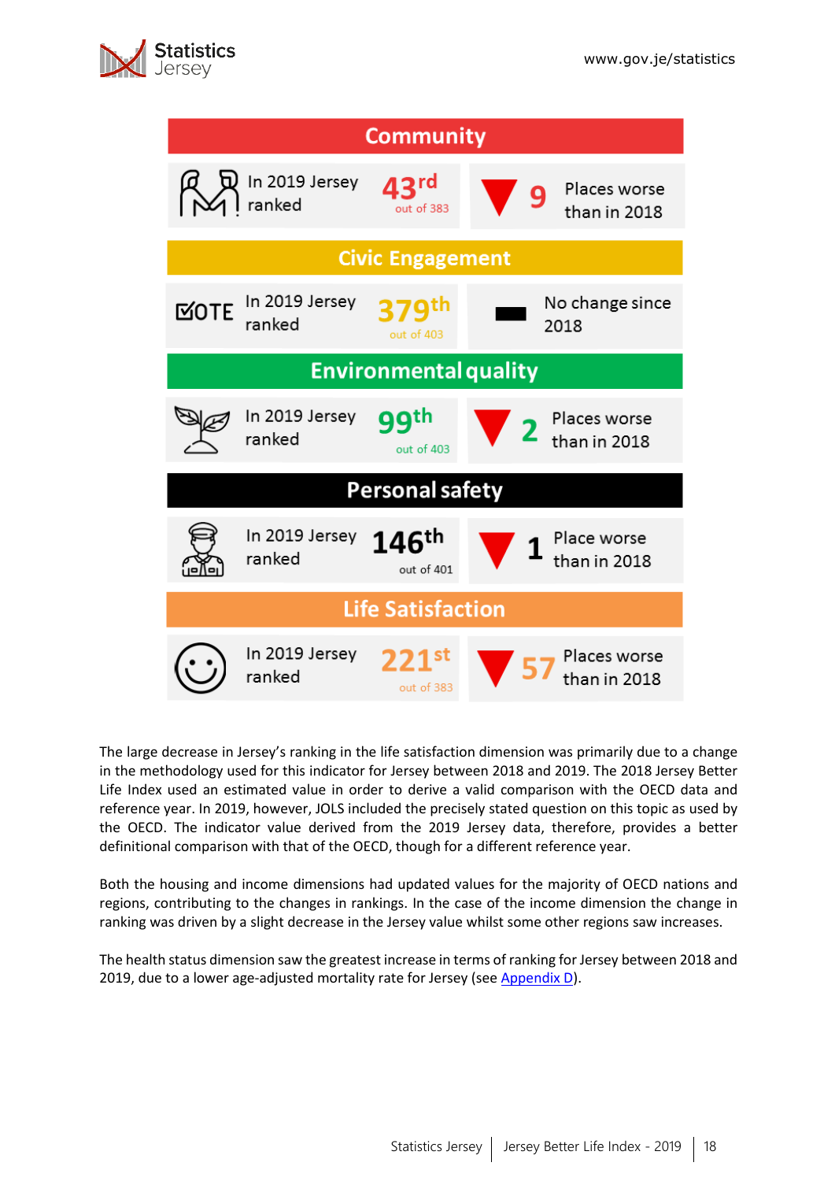## Community

In 2019 Jersey ranked **43rd** out of 383

▼ 9 Places worse than in 2018

## Civic Engagement

In 2019 Jersey ranked **379th** out of 403

No change since 2018

## Environmental quality

In 2019 Jersey ranked **99th** out of 403

▼ 2 Places worse than in 2018

## Personal safety

In 2019 Jersey ranked **146th** out of 401

▼ 1 Place worse than in 2018

## Life Satisfaction

In 2019 Jersey ranked **221st** out of 383

▼ 57 Places worse than in 2018

The large decrease in Jersey's ranking in the life satisfaction dimension was primarily due to a change in the methodology used for this indicator for Jersey between 2018 and 2019. The 2018 Jersey Better Life Index used an estimated value in order to derive a valid comparison with the OECD data and reference year. In 2019, however, JOLS included the precisely stated question on this topic as used by the OECD. The indicator value derived from the 2019 Jersey data, therefore, provides a better definitional comparison with that of the OECD, though for a different reference year.

Both the housing and income dimensions had updated values for the majority of OECD nations and regions, contributing to the changes in rankings. In the case of the income dimension the change in ranking was driven by a slight decrease in the Jersey value whilst some other regions saw increases.

The health status dimension saw the greatest increase in terms of ranking for Jersey between 2018 and 2019, due to a lower age-adjusted mortality rate for Jersey (see Appendix D).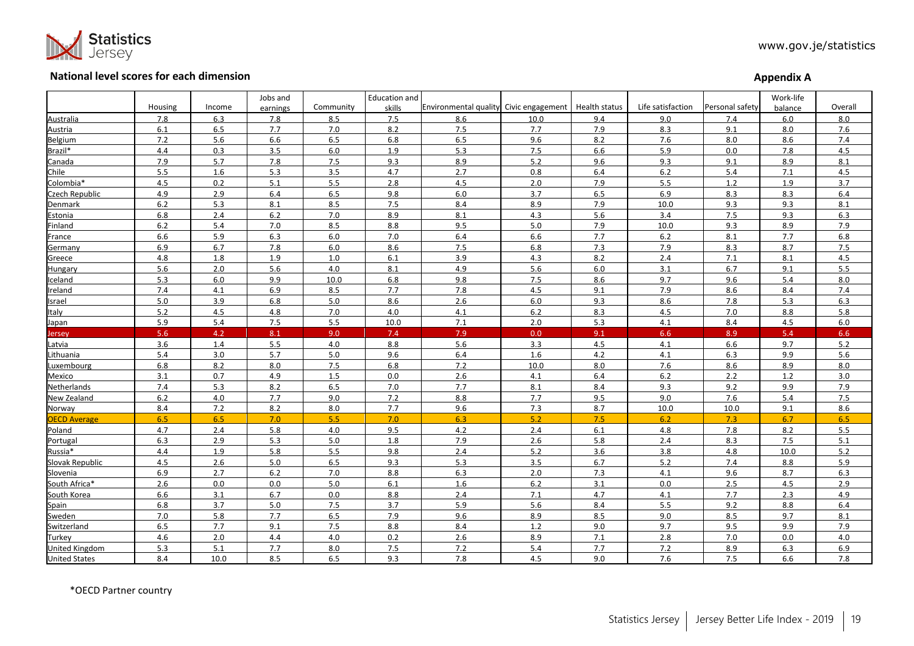## National level scores for each dimension

**Appendix A**

| | Housing | Income | Jobs and earnings | Community | Education and skills | Environmental quality | Civic engagement | Health status | Life satisfaction | Personal safety | Work-life balance | Overall |
|---|---|---|---|---|---|---|---|---|---|---|---|---|
| Australia | 7.8 | 6.3 | 7.8 | 8.5 | 7.5 | 8.6 | 10.0 | 9.4 | 9.0 | 7.4 | 6.0 | 8.0 |
| Austria | 6.1 | 6.5 | 7.7 | 7.0 | 8.2 | 7.5 | 7.7 | 7.9 | 8.3 | 9.1 | 8.0 | 7.6 |
| Belgium | 7.2 | 5.6 | 6.6 | 6.5 | 6.8 | 6.5 | 9.6 | 8.2 | 7.6 | 8.0 | 8.6 | 7.4 |
| Brazil* | 4.4 | 0.3 | 3.5 | 6.0 | 1.9 | 5.3 | 7.5 | 6.6 | 5.9 | 0.0 | 7.8 | 4.5 |
| Canada | 7.9 | 5.7 | 7.8 | 7.5 | 9.3 | 8.9 | 5.2 | 9.6 | 9.3 | 9.1 | 8.9 | 8.1 |
| Chile | 5.5 | 1.6 | 5.3 | 3.5 | 4.7 | 2.7 | 0.8 | 6.4 | 6.2 | 5.4 | 7.1 | 4.5 |
| Colombia* | 4.5 | 0.2 | 5.1 | 5.5 | 2.8 | 4.5 | 2.0 | 7.9 | 5.5 | 1.2 | 1.9 | 3.7 |
| Czech Republic | 4.9 | 2.9 | 6.4 | 6.5 | 9.8 | 6.0 | 3.7 | 6.5 | 6.9 | 8.3 | 8.3 | 6.4 |
| Denmark | 6.2 | 5.3 | 8.1 | 8.5 | 7.5 | 8.4 | 8.9 | 7.9 | 10.0 | 9.3 | 9.3 | 8.1 |
| Estonia | 6.8 | 2.4 | 6.2 | 7.0 | 8.9 | 8.1 | 4.3 | 5.6 | 3.4 | 7.5 | 9.3 | 6.3 |
| Finland | 6.2 | 5.4 | 7.0 | 8.5 | 8.8 | 9.5 | 5.0 | 7.9 | 10.0 | 9.3 | 8.9 | 7.9 |
| France | 6.6 | 5.9 | 6.3 | 6.0 | 7.0 | 6.4 | 6.6 | 7.7 | 6.2 | 8.1 | 7.7 | 6.8 |
| Germany | 6.9 | 6.7 | 7.8 | 6.0 | 8.6 | 7.5 | 6.8 | 7.3 | 7.9 | 8.3 | 8.7 | 7.5 |
| Greece | 4.8 | 1.8 | 1.9 | 1.0 | 6.1 | 3.9 | 4.3 | 8.2 | 2.4 | 7.1 | 8.1 | 4.5 |
| Hungary | 5.6 | 2.0 | 5.6 | 4.0 | 8.1 | 4.9 | 5.6 | 6.0 | 3.1 | 6.7 | 9.1 | 5.5 |
| Iceland | 5.3 | 6.0 | 9.9 | 10.0 | 6.8 | 9.8 | 7.5 | 8.6 | 9.7 | 9.6 | 5.4 | 8.0 |
| Ireland | 7.4 | 4.1 | 6.9 | 8.5 | 7.7 | 7.8 | 4.5 | 9.1 | 7.9 | 8.6 | 8.4 | 7.4 |
| Israel | 5.0 | 3.9 | 6.8 | 5.0 | 8.6 | 2.6 | 6.0 | 9.3 | 8.6 | 7.8 | 5.3 | 6.3 |
| Italy | 5.2 | 4.5 | 4.8 | 7.0 | 4.0 | 4.1 | 6.2 | 8.3 | 4.5 | 7.0 | 8.8 | 5.8 |
| Japan | 5.9 | 5.4 | 7.5 | 5.5 | 10.0 | 7.1 | 2.0 | 5.3 | 4.1 | 8.4 | 4.5 | 6.0 |
| Jersey | 5.6 | 4.2 | 8.1 | 9.0 | 7.4 | 7.9 | 0.0 | 9.1 | 6.6 | 8.9 | 5.4 | 6.6 |
| Latvia | 3.6 | 1.4 | 5.5 | 4.0 | 8.8 | 5.6 | 3.3 | 4.5 | 4.1 | 6.6 | 9.7 | 5.2 |
| Lithuania | 5.4 | 3.0 | 5.7 | 5.0 | 9.6 | 6.4 | 1.6 | 4.2 | 4.1 | 6.3 | 9.9 | 5.6 |
| Luxembourg | 6.8 | 8.2 | 8.0 | 7.5 | 6.8 | 7.2 | 10.0 | 8.0 | 7.6 | 8.6 | 8.9 | 8.0 |
| Mexico | 3.1 | 0.7 | 4.9 | 1.5 | 0.0 | 2.6 | 4.1 | 6.4 | 6.2 | 2.2 | 1.2 | 3.0 |
| Netherlands | 7.4 | 5.3 | 8.2 | 6.5 | 7.0 | 7.7 | 8.1 | 8.4 | 9.3 | 9.2 | 9.9 | 7.9 |
| New Zealand | 6.2 | 4.0 | 7.7 | 9.0 | 7.2 | 8.8 | 7.7 | 9.5 | 9.0 | 7.6 | 5.4 | 7.5 |
| Norway | 8.4 | 7.2 | 8.2 | 8.0 | 7.7 | 9.6 | 7.3 | 8.7 | 10.0 | 10.0 | 9.1 | 8.6 |
| OECD Average | 6.5 | 6.5 | 7.0 | 5.5 | 7.0 | 6.3 | 5.2 | 7.5 | 6.2 | 7.3 | 6.7 | 6.5 |
| Poland | 4.7 | 2.4 | 5.8 | 4.0 | 9.5 | 4.2 | 2.4 | 6.1 | 4.8 | 7.8 | 8.2 | 5.5 |
| Portugal | 6.3 | 2.9 | 5.3 | 5.0 | 1.8 | 7.9 | 2.6 | 5.8 | 2.4 | 8.3 | 7.5 | 5.1 |
| Russia* | 4.4 | 1.9 | 5.8 | 5.5 | 9.8 | 2.4 | 5.2 | 3.6 | 3.8 | 4.8 | 10.0 | 5.2 |
| Slovak Republic | 4.5 | 2.6 | 5.0 | 6.5 | 9.3 | 5.3 | 3.5 | 6.7 | 5.2 | 7.4 | 8.8 | 5.9 |
| Slovenia | 6.9 | 2.7 | 6.2 | 7.0 | 8.8 | 6.3 | 2.0 | 7.3 | 4.1 | 9.6 | 8.7 | 6.3 |
| South Africa* | 2.6 | 0.0 | 0.0 | 5.0 | 6.1 | 1.6 | 6.2 | 3.1 | 0.0 | 2.5 | 4.5 | 2.9 |
| South Korea | 6.6 | 3.1 | 6.7 | 0.0 | 8.8 | 2.4 | 7.1 | 4.7 | 4.1 | 7.7 | 2.3 | 4.9 |
| Spain | 6.8 | 3.7 | 5.0 | 7.5 | 3.7 | 5.9 | 5.6 | 8.4 | 5.5 | 9.2 | 8.8 | 6.4 |
| Sweden | 7.0 | 5.8 | 7.7 | 6.5 | 7.9 | 9.6 | 8.9 | 8.5 | 9.0 | 8.5 | 9.7 | 8.1 |
| Switzerland | 6.5 | 7.7 | 9.1 | 7.5 | 8.8 | 8.4 | 1.2 | 9.0 | 9.7 | 9.5 | 9.9 | 7.9 |
| Turkey | 4.6 | 2.0 | 4.4 | 4.0 | 0.2 | 2.6 | 8.9 | 7.1 | 2.8 | 7.0 | 0.0 | 4.0 |
| United Kingdom | 5.3 | 5.1 | 7.7 | 8.0 | 7.5 | 7.2 | 5.4 | 7.7 | 7.2 | 8.9 | 6.3 | 6.9 |
| United States | 8.4 | 10.0 | 8.5 | 6.5 | 9.3 | 7.8 | 4.5 | 9.0 | 7.6 | 7.5 | 6.6 | 7.8 |

*OECD Partner country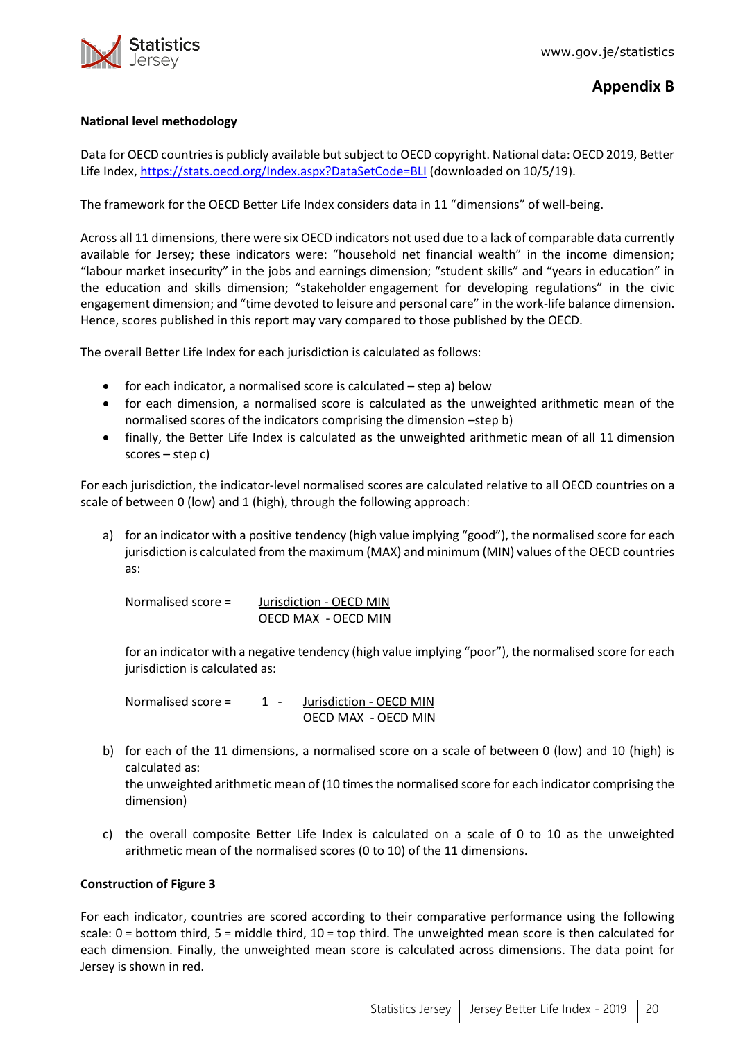## Appendix B

**National level methodology**

Data for OECD countries is publicly available but subject to OECD copyright. National data: OECD 2019, Better Life Index, https://stats.oecd.org/Index.aspx?DataSetCode=BLI (downloaded on 10/5/19).

The framework for the OECD Better Life Index considers data in 11 "dimensions" of well-being.

Across all 11 dimensions, there were six OECD indicators not used due to a lack of comparable data currently available for Jersey; these indicators were: "household net financial wealth" in the income dimension; "labour market insecurity" in the jobs and earnings dimension; "student skills" and "years in education" in the education and skills dimension; "stakeholder engagement for developing regulations" in the civic engagement dimension; and "time devoted to leisure and personal care" in the work-life balance dimension. Hence, scores published in this report may vary compared to those published by the OECD.

The overall Better Life Index for each jurisdiction is calculated as follows:

- for each indicator, a normalised score is calculated – step a) below
- for each dimension, a normalised score is calculated as the unweighted arithmetic mean of the normalised scores of the indicators comprising the dimension –step b)
- finally, the Better Life Index is calculated as the unweighted arithmetic mean of all 11 dimension scores – step c)

For each jurisdiction, the indicator-level normalised scores are calculated relative to all OECD countries on a scale of between 0 (low) and 1 (high), through the following approach:

a) for an indicator with a positive tendency (high value implying "good"), the normalised score for each jurisdiction is calculated from the maximum (MAX) and minimum (MIN) values of the OECD countries as:

$$\text{Normalised score} = \frac{\text{Jurisdiction - OECD MIN}}{\text{OECD MAX - OECD MIN}}$$

for an indicator with a negative tendency (high value implying "poor"), the normalised score for each jurisdiction is calculated as:

$$\text{Normalised score} = 1 - \frac{\text{Jurisdiction - OECD MIN}}{\text{OECD MAX - OECD MIN}}$$

b) for each of the 11 dimensions, a normalised score on a scale of between 0 (low) and 10 (high) is calculated as:
the unweighted arithmetic mean of (10 times the normalised score for each indicator comprising the dimension)

c) the overall composite Better Life Index is calculated on a scale of 0 to 10 as the unweighted arithmetic mean of the normalised scores (0 to 10) of the 11 dimensions.

**Construction of Figure 3**

For each indicator, countries are scored according to their comparative performance using the following scale: 0 = bottom third, 5 = middle third, 10 = top third. The unweighted mean score is then calculated for each dimension. Finally, the unweighted mean score is calculated across dimensions. The data point for Jersey is shown in red.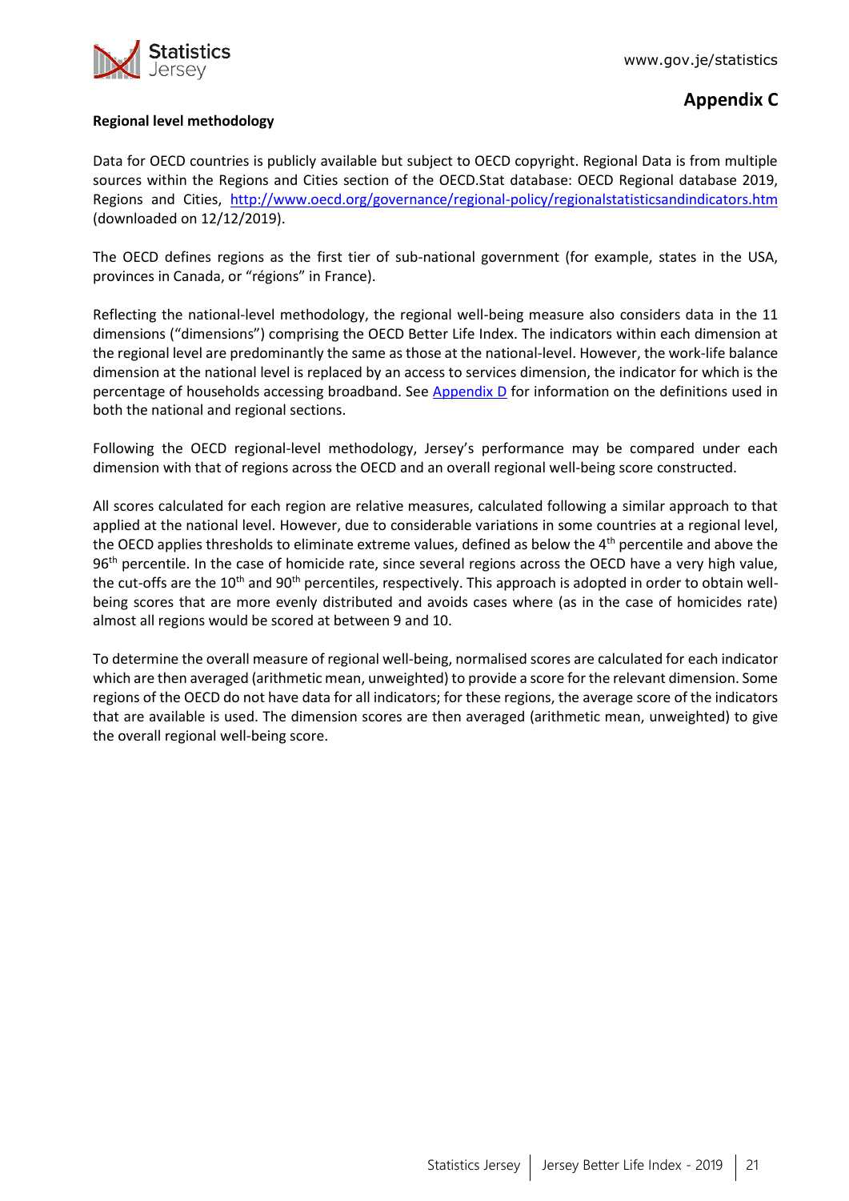# Appendix C

**Regional level methodology**

Data for OECD countries is publicly available but subject to OECD copyright. Regional Data is from multiple sources within the Regions and Cities section of the OECD.Stat database: OECD Regional database 2019, Regions and Cities, http://www.oecd.org/governance/regional-policy/regionalstatisticsandindicators.htm (downloaded on 12/12/2019).

The OECD defines regions as the first tier of sub-national government (for example, states in the USA, provinces in Canada, or "régions" in France).

Reflecting the national-level methodology, the regional well-being measure also considers data in the 11 dimensions ("dimensions") comprising the OECD Better Life Index. The indicators within each dimension at the regional level are predominantly the same as those at the national-level. However, the work-life balance dimension at the national level is replaced by an access to services dimension, the indicator for which is the percentage of households accessing broadband. See Appendix D for information on the definitions used in both the national and regional sections.

Following the OECD regional-level methodology, Jersey's performance may be compared under each dimension with that of regions across the OECD and an overall regional well-being score constructed.

All scores calculated for each region are relative measures, calculated following a similar approach to that applied at the national level. However, due to considerable variations in some countries at a regional level, the OECD applies thresholds to eliminate extreme values, defined as below the 4th percentile and above the 96th percentile. In the case of homicide rate, since several regions across the OECD have a very high value, the cut-offs are the 10th and 90th percentiles, respectively. This approach is adopted in order to obtain well-being scores that are more evenly distributed and avoids cases where (as in the case of homicides rate) almost all regions would be scored at between 9 and 10.

To determine the overall measure of regional well-being, normalised scores are calculated for each indicator which are then averaged (arithmetic mean, unweighted) to provide a score for the relevant dimension. Some regions of the OECD do not have data for all indicators; for these regions, the average score of the indicators that are available is used. The dimension scores are then averaged (arithmetic mean, unweighted) to give the overall regional well-being score.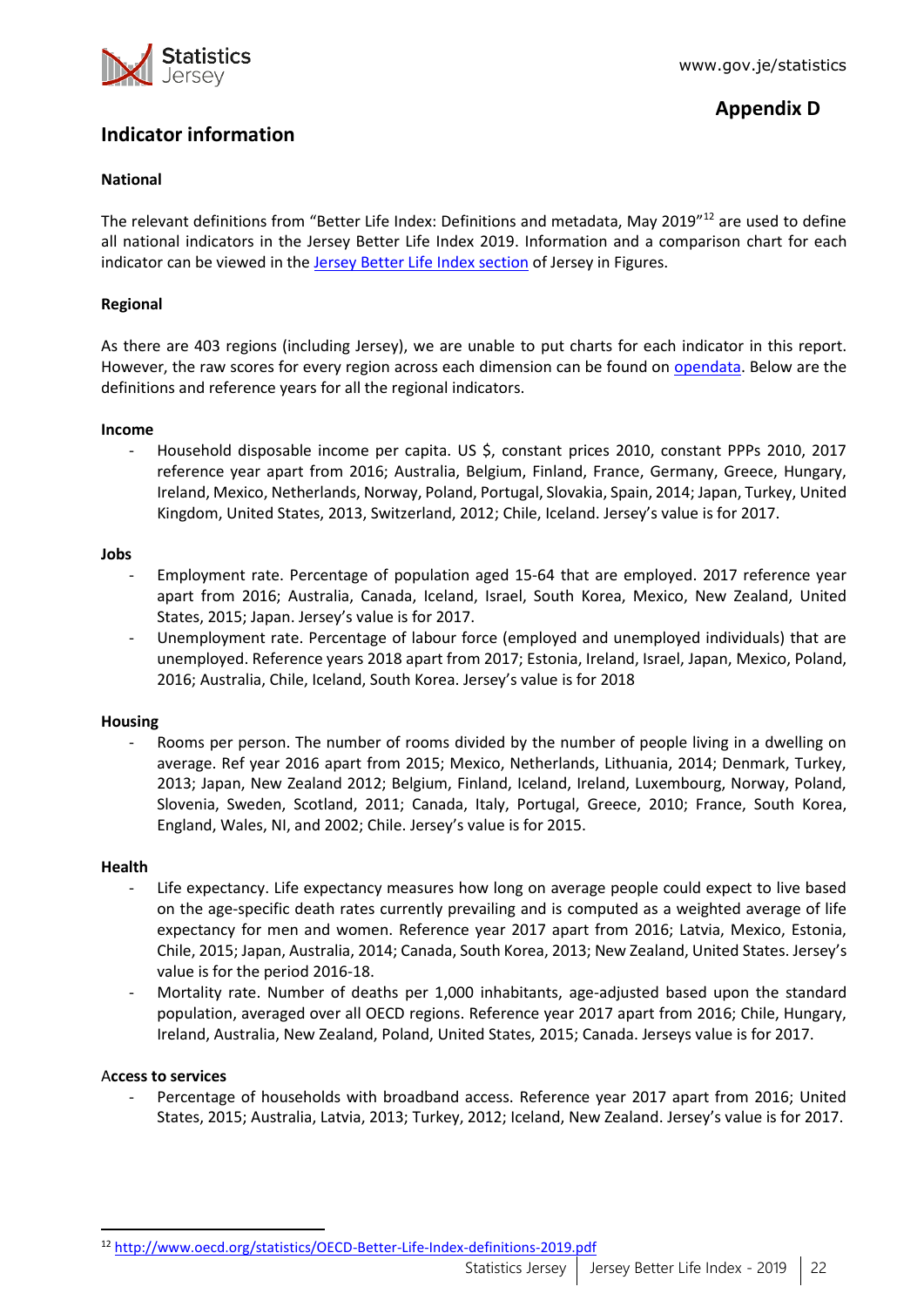## Appendix D

## Indicator information

**National**

The relevant definitions from "Better Life Index: Definitions and metadata, May 2019"[12] are used to define all national indicators in the Jersey Better Life Index 2019. Information and a comparison chart for each indicator can be viewed in the Jersey Better Life Index section of Jersey in Figures.

**Regional**

As there are 403 regions (including Jersey), we are unable to put charts for each indicator in this report. However, the raw scores for every region across each dimension can be found on opendata. Below are the definitions and reference years for all the regional indicators.

**Income**

- Household disposable income per capita. US $, constant prices 2010, constant PPPs 2010, 2017 reference year apart from 2016; Australia, Belgium, Finland, France, Germany, Greece, Hungary, Ireland, Mexico, Netherlands, Norway, Poland, Portugal, Slovakia, Spain, 2014; Japan, Turkey, United Kingdom, United States, 2013, Switzerland, 2012; Chile, Iceland. Jersey's value is for 2017.

**Jobs**

- Employment rate. Percentage of population aged 15-64 that are employed. 2017 reference year apart from 2016; Australia, Canada, Iceland, Israel, South Korea, Mexico, New Zealand, United States, 2015; Japan. Jersey's value is for 2017.
- Unemployment rate. Percentage of labour force (employed and unemployed individuals) that are unemployed. Reference years 2018 apart from 2017; Estonia, Ireland, Israel, Japan, Mexico, Poland, 2016; Australia, Chile, Iceland, South Korea. Jersey's value is for 2018

**Housing**

- Rooms per person. The number of rooms divided by the number of people living in a dwelling on average. Ref year 2016 apart from 2015; Mexico, Netherlands, Lithuania, 2014; Denmark, Turkey, 2013; Japan, New Zealand 2012; Belgium, Finland, Iceland, Ireland, Luxembourg, Norway, Poland, Slovenia, Sweden, Scotland, 2011; Canada, Italy, Portugal, Greece, 2010; France, South Korea, England, Wales, NI, and 2002; Chile. Jersey's value is for 2015.

**Health**

- Life expectancy. Life expectancy measures how long on average people could expect to live based on the age-specific death rates currently prevailing and is computed as a weighted average of life expectancy for men and women. Reference year 2017 apart from 2016; Latvia, Mexico, Estonia, Chile, 2015; Japan, Australia, 2014; Canada, South Korea, 2013; New Zealand, United States. Jersey's value is for the period 2016-18.
- Mortality rate. Number of deaths per 1,000 inhabitants, age-adjusted based upon the standard population, averaged over all OECD regions. Reference year 2017 apart from 2016; Chile, Hungary, Ireland, Australia, New Zealand, Poland, United States, 2015; Canada. Jerseys value is for 2017.

**Access to services**

- Percentage of households with broadband access. Reference year 2017 apart from 2016; United States, 2015; Australia, Latvia, 2013; Turkey, 2012; Iceland, New Zealand. Jersey's value is for 2017.

[12] http://www.oecd.org/statistics/OECD-Better-Life-Index-definitions-2019.pdf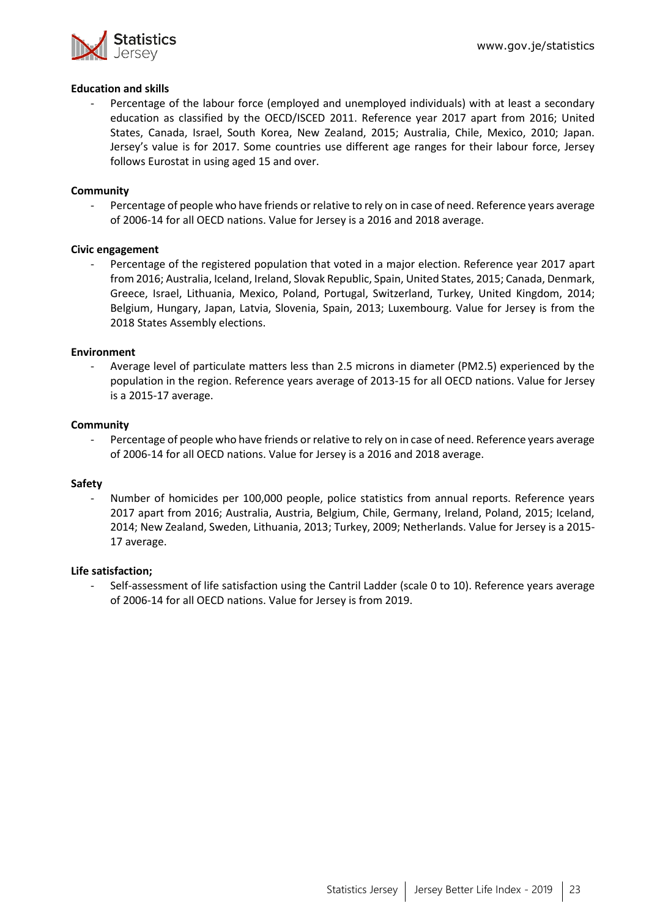**Education and skills**

- Percentage of the labour force (employed and unemployed individuals) with at least a secondary education as classified by the OECD/ISCED 2011. Reference year 2017 apart from 2016; United States, Canada, Israel, South Korea, New Zealand, 2015; Australia, Chile, Mexico, 2010; Japan. Jersey's value is for 2017. Some countries use different age ranges for their labour force, Jersey follows Eurostat in using aged 15 and over.

**Community**

- Percentage of people who have friends or relative to rely on in case of need. Reference years average of 2006-14 for all OECD nations. Value for Jersey is a 2016 and 2018 average.

**Civic engagement**

- Percentage of the registered population that voted in a major election. Reference year 2017 apart from 2016; Australia, Iceland, Ireland, Slovak Republic, Spain, United States, 2015; Canada, Denmark, Greece, Israel, Lithuania, Mexico, Poland, Portugal, Switzerland, Turkey, United Kingdom, 2014; Belgium, Hungary, Japan, Latvia, Slovenia, Spain, 2013; Luxembourg. Value for Jersey is from the 2018 States Assembly elections.

**Environment**

- Average level of particulate matters less than 2.5 microns in diameter (PM2.5) experienced by the population in the region. Reference years average of 2013-15 for all OECD nations. Value for Jersey is a 2015-17 average.

**Community**

- Percentage of people who have friends or relative to rely on in case of need. Reference years average of 2006-14 for all OECD nations. Value for Jersey is a 2016 and 2018 average.

**Safety**

- Number of homicides per 100,000 people, police statistics from annual reports. Reference years 2017 apart from 2016; Australia, Austria, Belgium, Chile, Germany, Ireland, Poland, 2015; Iceland, 2014; New Zealand, Sweden, Lithuania, 2013; Turkey, 2009; Netherlands. Value for Jersey is a 2015-17 average.

**Life satisfaction;**

- Self-assessment of life satisfaction using the Cantril Ladder (scale 0 to 10). Reference years average of 2006-14 for all OECD nations. Value for Jersey is from 2019.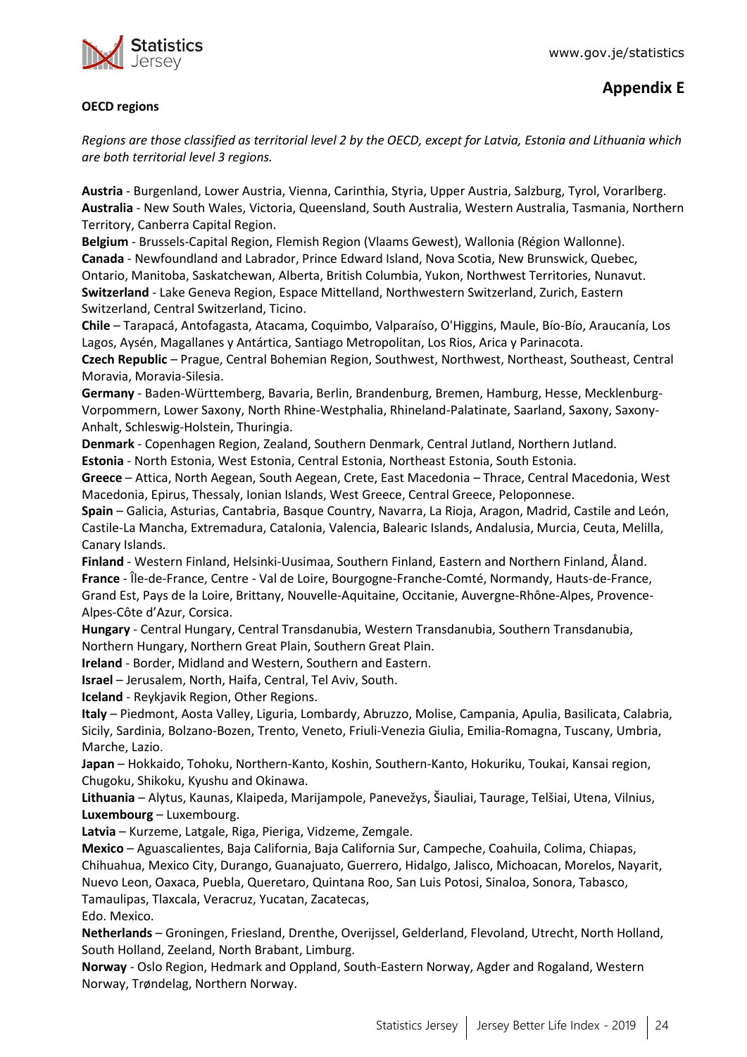## Appendix E

**OECD regions**

*Regions are those classified as territorial level 2 by the OECD, except for Latvia, Estonia and Lithuania which are both territorial level 3 regions.*

**Austria** - Burgenland, Lower Austria, Vienna, Carinthia, Styria, Upper Austria, Salzburg, Tyrol, Vorarlberg.
**Australia** - New South Wales, Victoria, Queensland, South Australia, Western Australia, Tasmania, Northern Territory, Canberra Capital Region.
**Belgium** - Brussels-Capital Region, Flemish Region (Vlaams Gewest), Wallonia (Région Wallonne).
**Canada** - Newfoundland and Labrador, Prince Edward Island, Nova Scotia, New Brunswick, Quebec, Ontario, Manitoba, Saskatchewan, Alberta, British Columbia, Yukon, Northwest Territories, Nunavut.
**Switzerland** - Lake Geneva Region, Espace Mittelland, Northwestern Switzerland, Zurich, Eastern Switzerland, Central Switzerland, Ticino.
**Chile** – Tarapacá, Antofagasta, Atacama, Coquimbo, Valparaíso, O'Higgins, Maule, Bío-Bío, Araucanía, Los Lagos, Aysén, Magallanes y Antártica, Santiago Metropolitan, Los Rios, Arica y Parinacota.
**Czech Republic** – Prague, Central Bohemian Region, Southwest, Northwest, Northeast, Southeast, Central Moravia, Moravia-Silesia.
**Germany** - Baden-Württemberg, Bavaria, Berlin, Brandenburg, Bremen, Hamburg, Hesse, Mecklenburg-Vorpommern, Lower Saxony, North Rhine-Westphalia, Rhineland-Palatinate, Saarland, Saxony, Saxony-Anhalt, Schleswig-Holstein, Thuringia.
**Denmark** - Copenhagen Region, Zealand, Southern Denmark, Central Jutland, Northern Jutland.
**Estonia** - North Estonia, West Estonia, Central Estonia, Northeast Estonia, South Estonia.
**Greece** – Attica, North Aegean, South Aegean, Crete, East Macedonia – Thrace, Central Macedonia, West Macedonia, Epirus, Thessaly, Ionian Islands, West Greece, Central Greece, Peloponnese.
**Spain** – Galicia, Asturias, Cantabria, Basque Country, Navarra, La Rioja, Aragon, Madrid, Castile and León, Castile-La Mancha, Extremadura, Catalonia, Valencia, Balearic Islands, Andalusia, Murcia, Ceuta, Melilla, Canary Islands.
**Finland** - Western Finland, Helsinki-Uusimaa, Southern Finland, Eastern and Northern Finland, Åland.
**France** - Île-de-France, Centre - Val de Loire, Bourgogne-Franche-Comté, Normandy, Hauts-de-France, Grand Est, Pays de la Loire, Brittany, Nouvelle-Aquitaine, Occitanie, Auvergne-Rhône-Alpes, Provence-Alpes-Côte d'Azur, Corsica.
**Hungary** - Central Hungary, Central Transdanubia, Western Transdanubia, Southern Transdanubia, Northern Hungary, Northern Great Plain, Southern Great Plain.
**Ireland** - Border, Midland and Western, Southern and Eastern.
**Israel** – Jerusalem, North, Haifa, Central, Tel Aviv, South.
**Iceland** - Reykjavik Region, Other Regions.
**Italy** – Piedmont, Aosta Valley, Liguria, Lombardy, Abruzzo, Molise, Campania, Apulia, Basilicata, Calabria, Sicily, Sardinia, Bolzano-Bozen, Trento, Veneto, Friuli-Venezia Giulia, Emilia-Romagna, Tuscany, Umbria, Marche, Lazio.
**Japan** – Hokkaido, Tohoku, Northern-Kanto, Koshin, Southern-Kanto, Hokuriku, Toukai, Kansai region, Chugoku, Shikoku, Kyushu and Okinawa.
**Lithuania** – Alytus, Kaunas, Klaipeda, Marijampole, Panevežys, Šiauliai, Taurage, Telšiai, Utena, Vilnius,
**Luxembourg** – Luxembourg.
**Latvia** – Kurzeme, Latgale, Riga, Pieriga, Vidzeme, Zemgale.
**Mexico** – Aguascalientes, Baja California, Baja California Sur, Campeche, Coahuila, Colima, Chiapas, Chihuahua, Mexico City, Durango, Guanajuato, Guerrero, Hidalgo, Jalisco, Michoacan, Morelos, Nayarit, Nuevo Leon, Oaxaca, Puebla, Queretaro, Quintana Roo, San Luis Potosi, Sinaloa, Sonora, Tabasco, Tamaulipas, Tlaxcala, Veracruz, Yucatan, Zacatecas,
Edo. Mexico.
**Netherlands** – Groningen, Friesland, Drenthe, Overijssel, Gelderland, Flevoland, Utrecht, North Holland, South Holland, Zeeland, North Brabant, Limburg.
**Norway** - Oslo Region, Hedmark and Oppland, South-Eastern Norway, Agder and Rogaland, Western Norway, Trøndelag, Northern Norway.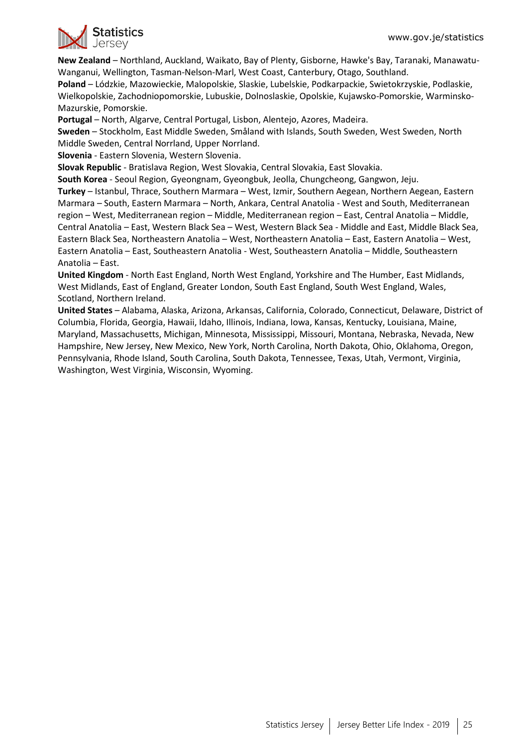**New Zealand** – Northland, Auckland, Waikato, Bay of Plenty, Gisborne, Hawke's Bay, Taranaki, Manawatu-Wanganui, Wellington, Tasman-Nelson-Marl, West Coast, Canterbury, Otago, Southland.

**Poland** – Lódzkie, Mazowieckie, Malopolskie, Slaskie, Lubelskie, Podkarpackie, Swietokrzyskie, Podlaskie, Wielkopolskie, Zachodniopomorskie, Lubuskie, Dolnoslaskie, Opolskie, Kujawsko-Pomorskie, Warminsko-Mazurskie, Pomorskie.

**Portugal** – North, Algarve, Central Portugal, Lisbon, Alentejo, Azores, Madeira.

**Sweden** – Stockholm, East Middle Sweden, Småland with Islands, South Sweden, West Sweden, North Middle Sweden, Central Norrland, Upper Norrland.

**Slovenia** - Eastern Slovenia, Western Slovenia.

**Slovak Republic** - Bratislava Region, West Slovakia, Central Slovakia, East Slovakia.

**South Korea** - Seoul Region, Gyeongnam, Gyeongbuk, Jeolla, Chungcheong, Gangwon, Jeju.

**Turkey** – Istanbul, Thrace, Southern Marmara – West, Izmir, Southern Aegean, Northern Aegean, Eastern Marmara – South, Eastern Marmara – North, Ankara, Central Anatolia - West and South, Mediterranean region – West, Mediterranean region – Middle, Mediterranean region – East, Central Anatolia – Middle, Central Anatolia – East, Western Black Sea – West, Western Black Sea - Middle and East, Middle Black Sea, Eastern Black Sea, Northeastern Anatolia – West, Northeastern Anatolia – East, Eastern Anatolia – West, Eastern Anatolia – East, Southeastern Anatolia - West, Southeastern Anatolia – Middle, Southeastern Anatolia – East.

**United Kingdom** - North East England, North West England, Yorkshire and The Humber, East Midlands, West Midlands, East of England, Greater London, South East England, South West England, Wales, Scotland, Northern Ireland.

**United States** – Alabama, Alaska, Arizona, Arkansas, California, Colorado, Connecticut, Delaware, District of Columbia, Florida, Georgia, Hawaii, Idaho, Illinois, Indiana, Iowa, Kansas, Kentucky, Louisiana, Maine, Maryland, Massachusetts, Michigan, Minnesota, Mississippi, Missouri, Montana, Nebraska, Nevada, New Hampshire, New Jersey, New Mexico, New York, North Carolina, North Dakota, Ohio, Oklahoma, Oregon, Pennsylvania, Rhode Island, South Carolina, South Dakota, Tennessee, Texas, Utah, Vermont, Virginia, Washington, West Virginia, Wisconsin, Wyoming.